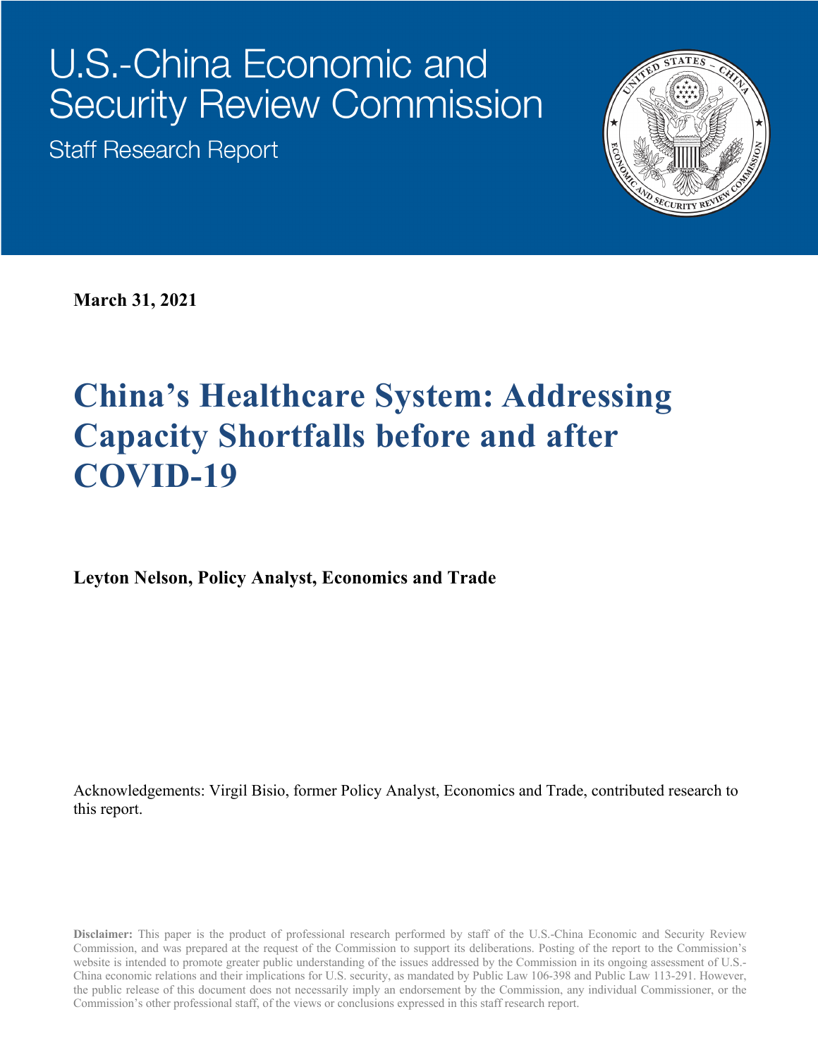# U.S.-China Economic and Security Review Commission

Staff Research Report

**March 31, 2021**

# China's Healthcare System: Addressing Capacity Shortfalls before and after COVID-19

**Leyton Nelson, Policy Analyst, Economics and Trade**

Acknowledgements: Virgil Bisio, former Policy Analyst, Economics and Trade, contributed research to this report.

**Disclaimer:** This paper is the product of professional research performed by staff of the U.S.-China Economic and Security Review Commission, and was prepared at the request of the Commission to support its deliberations. Posting of the report to the Commission's website is intended to promote greater public understanding of the issues addressed by the Commission in its ongoing assessment of U.S.-China economic relations and their implications for U.S. security, as mandated by Public Law 106-398 and Public Law 113-291. However, the public release of this document does not necessarily imply an endorsement by the Commission, any individual Commissioner, or the Commission's other professional staff, of the views or conclusions expressed in this staff research report.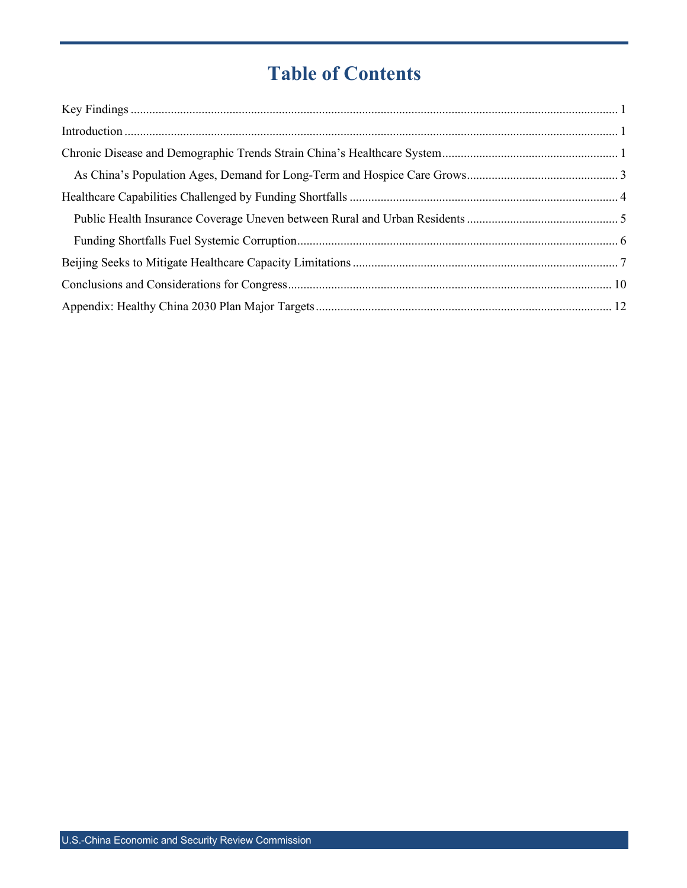# Table of Contents

Key Findings .......... 1

Introduction .......... 1

Chronic Disease and Demographic Trends Strain China's Healthcare System .......... 1

- As China's Population Ages, Demand for Long-Term and Hospice Care Grows .......... 3

Healthcare Capabilities Challenged by Funding Shortfalls .......... 4

- Public Health Insurance Coverage Uneven between Rural and Urban Residents .......... 5
- Funding Shortfalls Fuel Systemic Corruption .......... 6

Beijing Seeks to Mitigate Healthcare Capacity Limitations .......... 7

Conclusions and Considerations for Congress .......... 10

Appendix: Healthy China 2030 Plan Major Targets .......... 12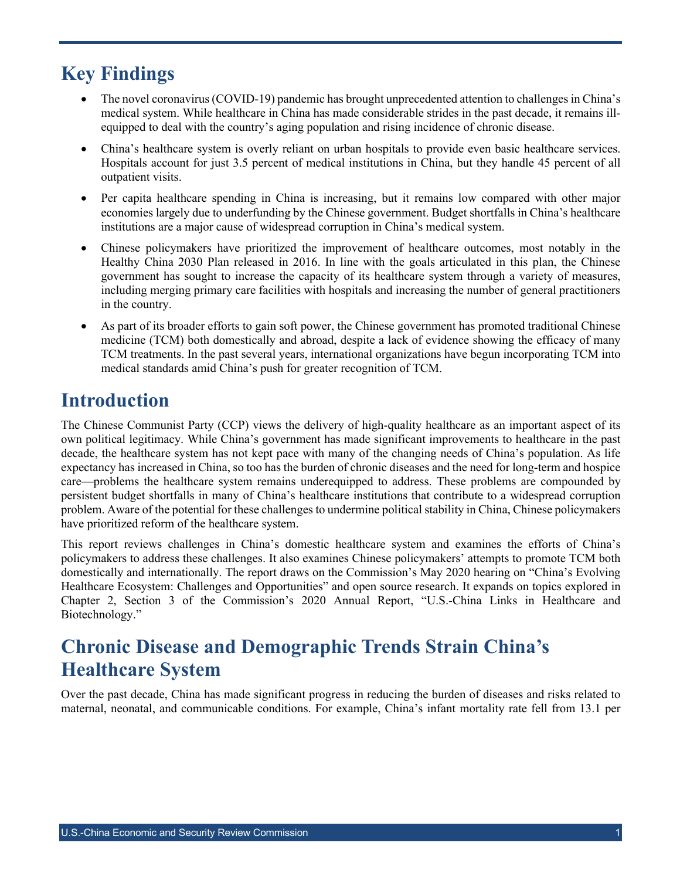## Key Findings

- The novel coronavirus (COVID-19) pandemic has brought unprecedented attention to challenges in China's medical system. While healthcare in China has made considerable strides in the past decade, it remains ill-equipped to deal with the country's aging population and rising incidence of chronic disease.
- China's healthcare system is overly reliant on urban hospitals to provide even basic healthcare services. Hospitals account for just 3.5 percent of medical institutions in China, but they handle 45 percent of all outpatient visits.
- Per capita healthcare spending in China is increasing, but it remains low compared with other major economies largely due to underfunding by the Chinese government. Budget shortfalls in China's healthcare institutions are a major cause of widespread corruption in China's medical system.
- Chinese policymakers have prioritized the improvement of healthcare outcomes, most notably in the Healthy China 2030 Plan released in 2016. In line with the goals articulated in this plan, the Chinese government has sought to increase the capacity of its healthcare system through a variety of measures, including merging primary care facilities with hospitals and increasing the number of general practitioners in the country.
- As part of its broader efforts to gain soft power, the Chinese government has promoted traditional Chinese medicine (TCM) both domestically and abroad, despite a lack of evidence showing the efficacy of many TCM treatments. In the past several years, international organizations have begun incorporating TCM into medical standards amid China's push for greater recognition of TCM.

## Introduction

The Chinese Communist Party (CCP) views the delivery of high-quality healthcare as an important aspect of its own political legitimacy. While China's government has made significant improvements to healthcare in the past decade, the healthcare system has not kept pace with many of the changing needs of China's population. As life expectancy has increased in China, so too has the burden of chronic diseases and the need for long-term and hospice care—problems the healthcare system remains underequipped to address. These problems are compounded by persistent budget shortfalls in many of China's healthcare institutions that contribute to a widespread corruption problem. Aware of the potential for these challenges to undermine political stability in China, Chinese policymakers have prioritized reform of the healthcare system.

This report reviews challenges in China's domestic healthcare system and examines the efforts of China's policymakers to address these challenges. It also examines Chinese policymakers' attempts to promote TCM both domestically and internationally. The report draws on the Commission's May 2020 hearing on "China's Evolving Healthcare Ecosystem: Challenges and Opportunities" and open source research. It expands on topics explored in Chapter 2, Section 3 of the Commission's 2020 Annual Report, "U.S.-China Links in Healthcare and Biotechnology."

## Chronic Disease and Demographic Trends Strain China's Healthcare System

Over the past decade, China has made significant progress in reducing the burden of diseases and risks related to maternal, neonatal, and communicable conditions. For example, China's infant mortality rate fell from 13.1 per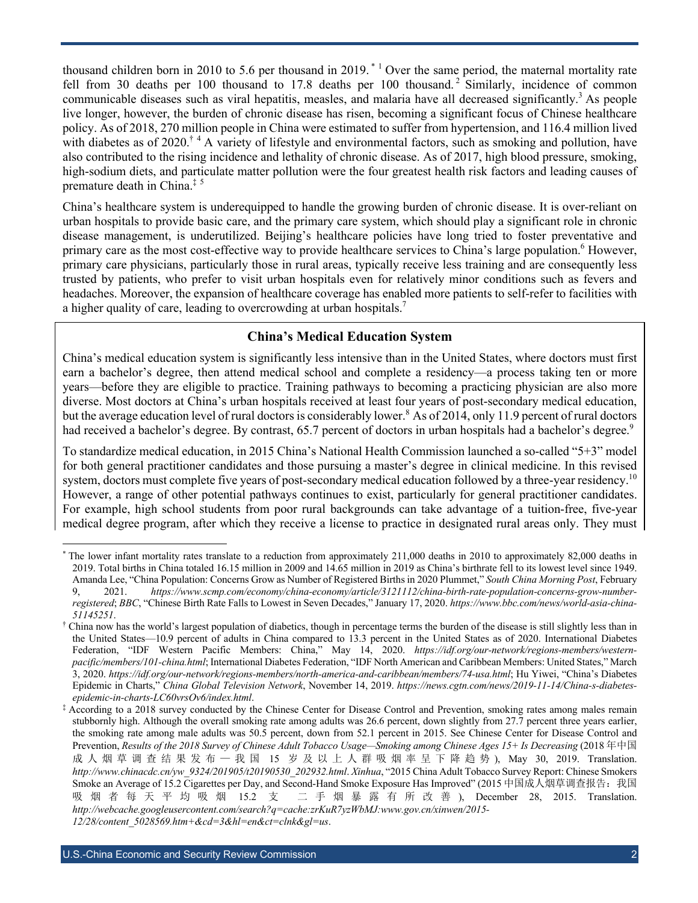thousand children born in 2010 to 5.6 per thousand in 2019.[*] [1] Over the same period, the maternal mortality rate fell from 30 deaths per 100 thousand to 17.8 deaths per 100 thousand.[2] Similarly, incidence of common communicable diseases such as viral hepatitis, measles, and malaria have all decreased significantly.[3] As people live longer, however, the burden of chronic disease has risen, becoming a significant focus of Chinese healthcare policy. As of 2018, 270 million people in China were estimated to suffer from hypertension, and 116.4 million lived with diabetes as of 2020.[†] [4] A variety of lifestyle and environmental factors, such as smoking and pollution, have also contributed to the rising incidence and lethality of chronic disease. As of 2017, high blood pressure, smoking, high-sodium diets, and particulate matter pollution were the four greatest health risk factors and leading causes of premature death in China.[‡] [5]

China's healthcare system is underequipped to handle the growing burden of chronic disease. It is over-reliant on urban hospitals to provide basic care, and the primary care system, which should play a significant role in chronic disease management, is underutilized. Beijing's healthcare policies have long tried to foster preventative and primary care as the most cost-effective way to provide healthcare services to China's large population.[6] However, primary care physicians, particularly those in rural areas, typically receive less training and are consequently less trusted by patients, who prefer to visit urban hospitals even for relatively minor conditions such as fevers and headaches. Moreover, the expansion of healthcare coverage has enabled more patients to self-refer to facilities with a higher quality of care, leading to overcrowding at urban hospitals.[7]

### China's Medical Education System

China's medical education system is significantly less intensive than in the United States, where doctors must first earn a bachelor's degree, then attend medical school and complete a residency—a process taking ten or more years—before they are eligible to practice. Training pathways to becoming a practicing physician are also more diverse. Most doctors at China's urban hospitals received at least four years of post-secondary medical education, but the average education level of rural doctors is considerably lower.[8] As of 2014, only 11.9 percent of rural doctors had received a bachelor's degree. By contrast, 65.7 percent of doctors in urban hospitals had a bachelor's degree.[9]

To standardize medical education, in 2015 China's National Health Commission launched a so-called "5+3" model for both general practitioner candidates and those pursuing a master's degree in clinical medicine. In this revised system, doctors must complete five years of post-secondary medical education followed by a three-year residency.[10] However, a range of other potential pathways continues to exist, particularly for general practitioner candidates. For example, high school students from poor rural backgrounds can take advantage of a tuition-free, five-year medical degree program, after which they receive a license to practice in designated rural areas only. They must

---

[*] The lower infant mortality rates translate to a reduction from approximately 211,000 deaths in 2010 to approximately 82,000 deaths in 2019. Total births in China totaled 16.15 million in 2009 and 14.65 million in 2019 as China's birthrate fell to its lowest level since 1949. Amanda Lee, "China Population: Concerns Grow as Number of Registered Births in 2020 Plummet," *South China Morning Post*, February 9, 2021. *https://www.scmp.com/economy/china-economy/article/3121112/china-birth-rate-population-concerns-grow-number-registered*; *BBC*, "Chinese Birth Rate Falls to Lowest in Seven Decades," January 17, 2020. *https://www.bbc.com/news/world-asia-china-51145251*.

[†] China now has the world's largest population of diabetics, though in percentage terms the burden of the disease is still slightly less than in the United States—10.9 percent of adults in China compared to 13.3 percent in the United States as of 2020. International Diabetes Federation, "IDF Western Pacific Members: China," May 14, 2020. *https://idf.org/our-network/regions-members/western-pacific/members/101-china.html*; International Diabetes Federation, "IDF North American and Caribbean Members: United States," March 3, 2020. *https://idf.org/our-network/regions-members/north-america-and-caribbean/members/74-usa.html*; Hu Yiwei, "China's Diabetes Epidemic in Charts," *China Global Television Network*, November 14, 2019. *https://news.cgtn.com/news/2019-11-14/China-s-diabetes-epidemic-in-charts-LC60vrsOv6/index.html*.

[‡] According to a 2018 survey conducted by the Chinese Center for Disease Control and Prevention, smoking rates among males remain stubbornly high. Although the overall smoking rate among adults was 26.6 percent, down slightly from 27.7 percent three years earlier, the smoking rate among male adults was 50.5 percent, down from 52.1 percent in 2015. See Chinese Center for Disease Control and Prevention, *Results of the 2018 Survey of Chinese Adult Tobacco Usage—Smoking among Chinese Ages 15+ Is Decreasing* (2018年中国成人烟草调查结果发布—我国15岁及以上人群吸烟率呈下降趋势), May 30, 2019. Translation. *http://www.chinacdc.cn/yw_9324/201905/t20190530_202932.html*. *Xinhua*, "2015 China Adult Tobacco Survey Report: Chinese Smokers Smoke an Average of 15.2 Cigarettes per Day, and Second-Hand Smoke Exposure Has Improved" (2015中国成人烟草调查报告：我国吸烟者每天平均吸烟15.2支　二手烟暴露有所改善), December 28, 2015. Translation. *http://webcache.googleusercontent.com/search?q=cache:zrKuR7yzWbMJ:www.gov.cn/xinwen/2015-12/28/content_5028569.htm+&cd=3&hl=en&ct=clnk&gl=us*.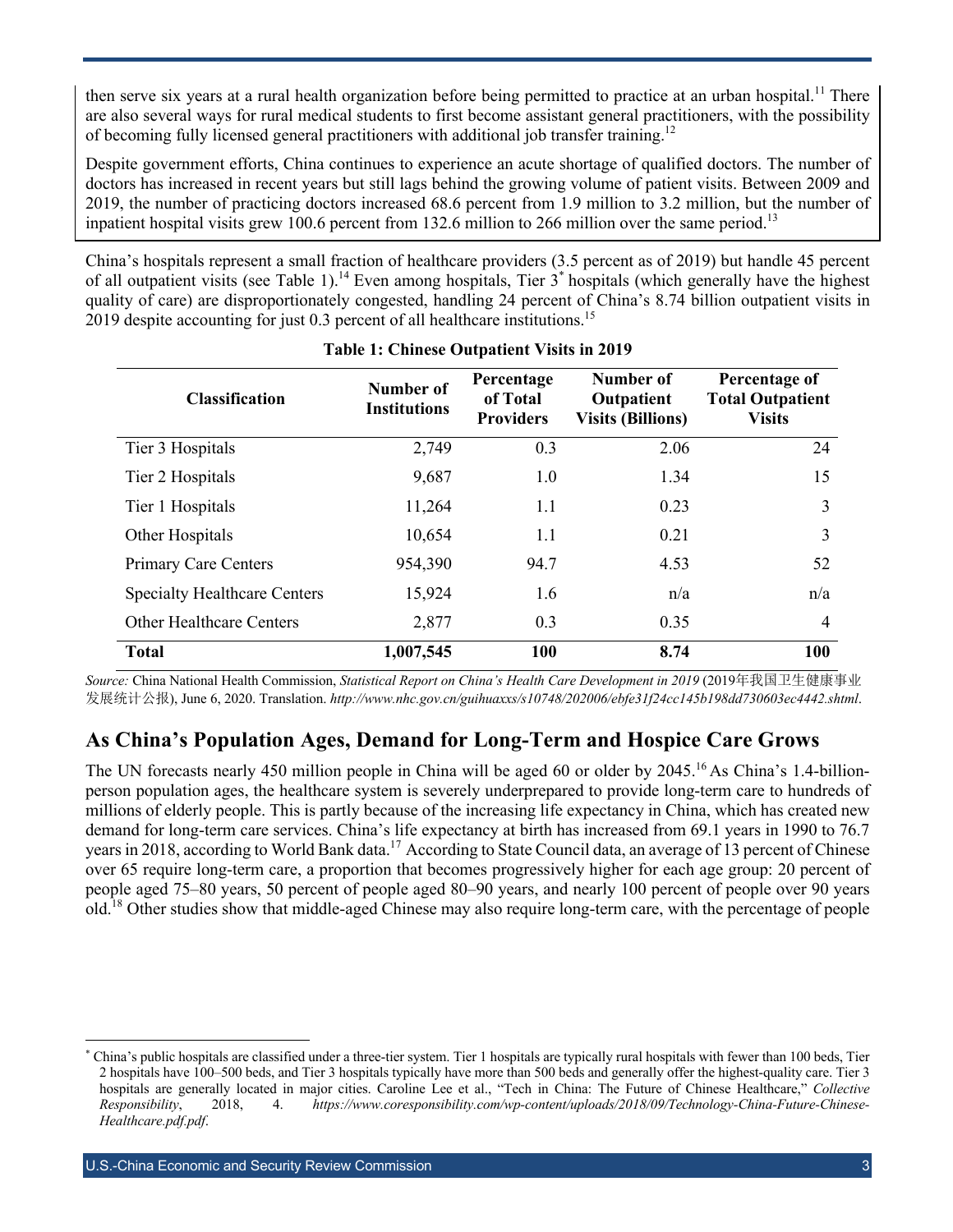then serve six years at a rural health organization before being permitted to practice at an urban hospital.[11] There are also several ways for rural medical students to first become assistant general practitioners, with the possibility of becoming fully licensed general practitioners with additional job transfer training.[12]

Despite government efforts, China continues to experience an acute shortage of qualified doctors. The number of doctors has increased in recent years but still lags behind the growing volume of patient visits. Between 2009 and 2019, the number of practicing doctors increased 68.6 percent from 1.9 million to 3.2 million, but the number of inpatient hospital visits grew 100.6 percent from 132.6 million to 266 million over the same period.[13]

China's hospitals represent a small fraction of healthcare providers (3.5 percent as of 2019) but handle 45 percent of all outpatient visits (see Table 1).[14] Even among hospitals, Tier 3* hospitals (which generally have the highest quality of care) are disproportionately congested, handling 24 percent of China's 8.74 billion outpatient visits in 2019 despite accounting for just 0.3 percent of all healthcare institutions.[15]

**Table 1: Chinese Outpatient Visits in 2019**

| Classification | Number of Institutions | Percentage of Total Providers | Number of Outpatient Visits (Billions) | Percentage of Total Outpatient Visits |
|---|---|---|---|---|
| Tier 3 Hospitals | 2,749 | 0.3 | 2.06 | 24 |
| Tier 2 Hospitals | 9,687 | 1.0 | 1.34 | 15 |
| Tier 1 Hospitals | 11,264 | 1.1 | 0.23 | 3 |
| Other Hospitals | 10,654 | 1.1 | 0.21 | 3 |
| Primary Care Centers | 954,390 | 94.7 | 4.53 | 52 |
| Specialty Healthcare Centers | 15,924 | 1.6 | n/a | n/a |
| Other Healthcare Centers | 2,877 | 0.3 | 0.35 | 4 |
| **Total** | **1,007,545** | **100** | **8.74** | **100** |

*Source:* China National Health Commission, *Statistical Report on China's Health Care Development in 2019* (2019年我国卫生健康事业发展统计公报), June 6, 2020. Translation. *http://www.nhc.gov.cn/guihuaxxs/s10748/202006/ebfe31f24cc145b198dd730603ec4442.shtml*.

## As China's Population Ages, Demand for Long-Term and Hospice Care Grows

The UN forecasts nearly 450 million people in China will be aged 60 or older by 2045.[16] As China's 1.4-billion-person population ages, the healthcare system is severely underprepared to provide long-term care to hundreds of millions of elderly people. This is partly because of the increasing life expectancy in China, which has created new demand for long-term care services. China's life expectancy at birth has increased from 69.1 years in 1990 to 76.7 years in 2018, according to World Bank data.[17] According to State Council data, an average of 13 percent of Chinese over 65 require long-term care, a proportion that becomes progressively higher for each age group: 20 percent of people aged 75–80 years, 50 percent of people aged 80–90 years, and nearly 100 percent of people over 90 years old.[18] Other studies show that middle-aged Chinese may also require long-term care, with the percentage of people

* China's public hospitals are classified under a three-tier system. Tier 1 hospitals are typically rural hospitals with fewer than 100 beds, Tier 2 hospitals have 100–500 beds, and Tier 3 hospitals typically have more than 500 beds and generally offer the highest-quality care. Tier 3 hospitals are generally located in major cities. Caroline Lee et al., "Tech in China: The Future of Chinese Healthcare," *Collective Responsibility*, 2018, 4. *https://www.coresponsibility.com/wp-content/uploads/2018/09/Technology-China-Future-Chinese-Healthcare.pdf.pdf*.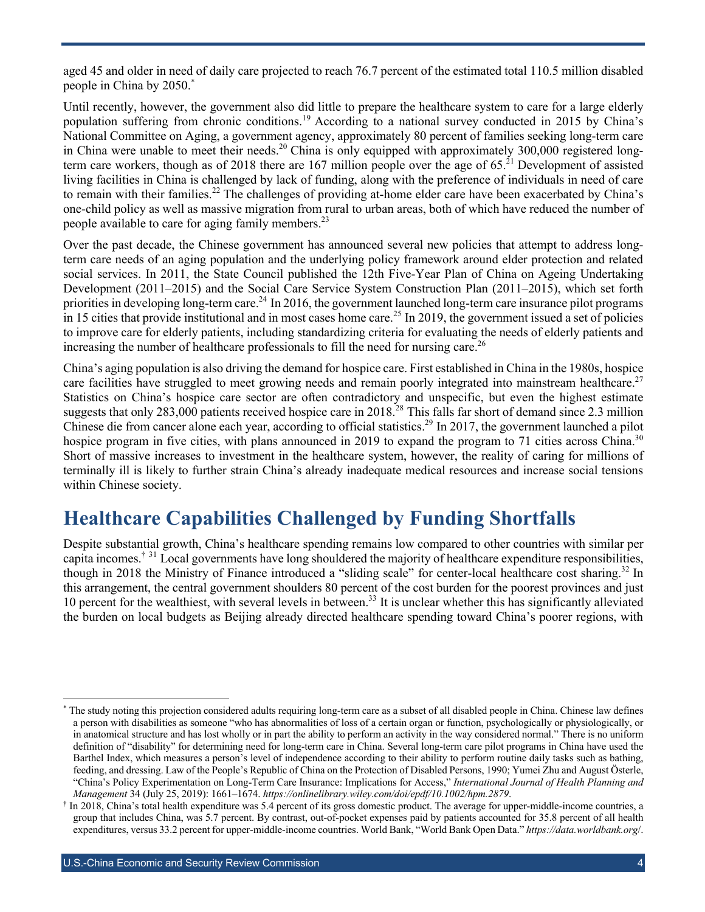aged 45 and older in need of daily care projected to reach 76.7 percent of the estimated total 110.5 million disabled people in China by 2050.*

Until recently, however, the government also did little to prepare the healthcare system to care for a large elderly population suffering from chronic conditions.[19] According to a national survey conducted in 2015 by China's National Committee on Aging, a government agency, approximately 80 percent of families seeking long-term care in China were unable to meet their needs.[20] China is only equipped with approximately 300,000 registered long-term care workers, though as of 2018 there are 167 million people over the age of 65.[21] Development of assisted living facilities in China is challenged by lack of funding, along with the preference of individuals in need of care to remain with their families.[22] The challenges of providing at-home elder care have been exacerbated by China's one-child policy as well as massive migration from rural to urban areas, both of which have reduced the number of people available to care for aging family members.[23]

Over the past decade, the Chinese government has announced several new policies that attempt to address long-term care needs of an aging population and the underlying policy framework around elder protection and related social services. In 2011, the State Council published the 12th Five-Year Plan of China on Ageing Undertaking Development (2011–2015) and the Social Care Service System Construction Plan (2011–2015), which set forth priorities in developing long-term care.[24] In 2016, the government launched long-term care insurance pilot programs in 15 cities that provide institutional and in most cases home care.[25] In 2019, the government issued a set of policies to improve care for elderly patients, including standardizing criteria for evaluating the needs of elderly patients and increasing the number of healthcare professionals to fill the need for nursing care.[26]

China's aging population is also driving the demand for hospice care. First established in China in the 1980s, hospice care facilities have struggled to meet growing needs and remain poorly integrated into mainstream healthcare.[27] Statistics on China's hospice care sector are often contradictory and unspecific, but even the highest estimate suggests that only 283,000 patients received hospice care in 2018.[28] This falls far short of demand since 2.3 million Chinese die from cancer alone each year, according to official statistics.[29] In 2017, the government launched a pilot hospice program in five cities, with plans announced in 2019 to expand the program to 71 cities across China.[30] Short of massive increases to investment in the healthcare system, however, the reality of caring for millions of terminally ill is likely to further strain China's already inadequate medical resources and increase social tensions within Chinese society.

## Healthcare Capabilities Challenged by Funding Shortfalls

Despite substantial growth, China's healthcare spending remains low compared to other countries with similar per capita incomes.† [31] Local governments have long shouldered the majority of healthcare expenditure responsibilities, though in 2018 the Ministry of Finance introduced a "sliding scale" for center-local healthcare cost sharing.[32] In this arrangement, the central government shoulders 80 percent of the cost burden for the poorest provinces and just 10 percent for the wealthiest, with several levels in between.[33] It is unclear whether this has significantly alleviated the burden on local budgets as Beijing already directed healthcare spending toward China's poorer regions, with

---

\* The study noting this projection considered adults requiring long-term care as a subset of all disabled people in China. Chinese law defines a person with disabilities as someone "who has abnormalities of loss of a certain organ or function, psychologically or physiologically, or in anatomical structure and has lost wholly or in part the ability to perform an activity in the way considered normal." There is no uniform definition of "disability" for determining need for long-term care in China. Several long-term care pilot programs in China have used the Barthel Index, which measures a person's level of independence according to their ability to perform routine daily tasks such as bathing, feeding, and dressing. Law of the People's Republic of China on the Protection of Disabled Persons, 1990; Yumei Zhu and August Österle, "China's Policy Experimentation on Long-Term Care Insurance: Implications for Access," *International Journal of Health Planning and Management* 34 (July 25, 2019): 1661–1674. *https://onlinelibrary.wiley.com/doi/epdf/10.1002/hpm.2879*.

† In 2018, China's total health expenditure was 5.4 percent of its gross domestic product. The average for upper-middle-income countries, a group that includes China, was 5.7 percent. By contrast, out-of-pocket expenses paid by patients accounted for 35.8 percent of all health expenditures, versus 33.2 percent for upper-middle-income countries. World Bank, "World Bank Open Data." *https://data.worldbank.org/*.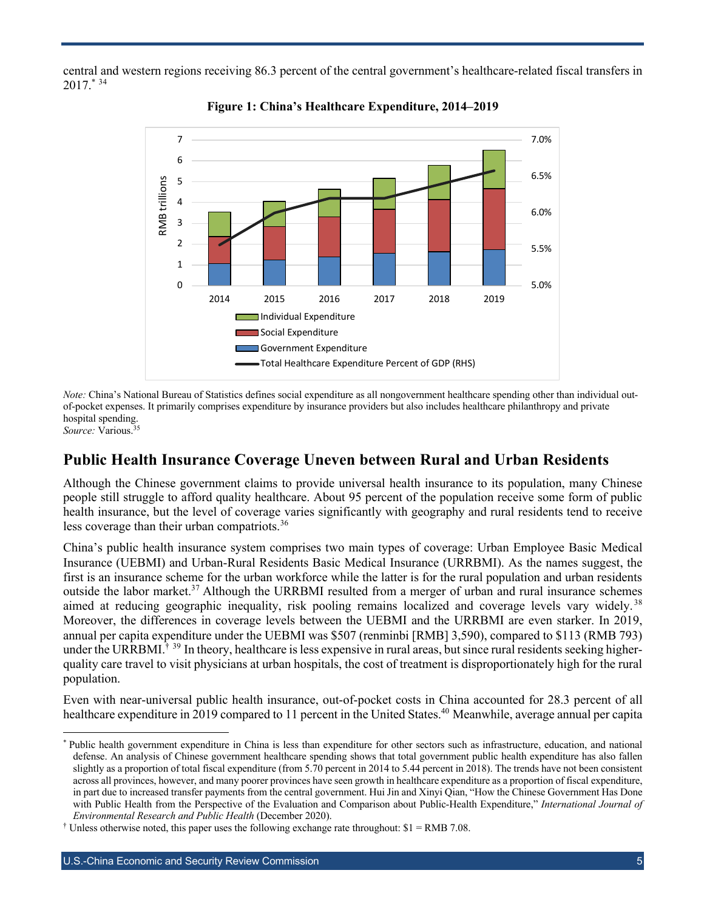central and western regions receiving 86.3 percent of the central government's healthcare-related fiscal transfers in 2017.[*] [34]

**Figure 1: China's Healthcare Expenditure, 2014–2019**

*Note:* China's National Bureau of Statistics defines social expenditure as all nongovernment healthcare spending other than individual out-of-pocket expenses. It primarily comprises expenditure by insurance providers but also includes healthcare philanthropy and private hospital spending.
*Source:* Various.[35]

## Public Health Insurance Coverage Uneven between Rural and Urban Residents

Although the Chinese government claims to provide universal health insurance to its population, many Chinese people still struggle to afford quality healthcare. About 95 percent of the population receive some form of public health insurance, but the level of coverage varies significantly with geography and rural residents tend to receive less coverage than their urban compatriots.[36]

China's public health insurance system comprises two main types of coverage: Urban Employee Basic Medical Insurance (UEBMI) and Urban-Rural Residents Basic Medical Insurance (URRBMI). As the names suggest, the first is an insurance scheme for the urban workforce while the latter is for the rural population and urban residents outside the labor market.[37] Although the URRBMI resulted from a merger of urban and rural insurance schemes aimed at reducing geographic inequality, risk pooling remains localized and coverage levels vary widely.[38] Moreover, the differences in coverage levels between the UEBMI and the URRBMI are even starker. In 2019, annual per capita expenditure under the UEBMI was $507 (renminbi [RMB] 3,590), compared to $113 (RMB 793) under the URRBMI.[†] [39] In theory, healthcare is less expensive in rural areas, but since rural residents seeking higher-quality care travel to visit physicians at urban hospitals, the cost of treatment is disproportionately high for the rural population.

Even with near-universal public health insurance, out-of-pocket costs in China accounted for 28.3 percent of all healthcare expenditure in 2019 compared to 11 percent in the United States.[40] Meanwhile, average annual per capita

---

[*] Public health government expenditure in China is less than expenditure for other sectors such as infrastructure, education, and national defense. An analysis of Chinese government healthcare spending shows that total government public health expenditure has also fallen slightly as a proportion of total fiscal expenditure (from 5.70 percent in 2014 to 5.44 percent in 2018). The trends have not been consistent across all provinces, however, and many poorer provinces have seen growth in healthcare expenditure as a proportion of fiscal expenditure, in part due to increased transfer payments from the central government. Hui Jin and Xinyi Qian, "How the Chinese Government Has Done with Public Health from the Perspective of the Evaluation and Comparison about Public-Health Expenditure," *International Journal of Environmental Research and Public Health* (December 2020).

[†] Unless otherwise noted, this paper uses the following exchange rate throughout: $1 = RMB 7.08.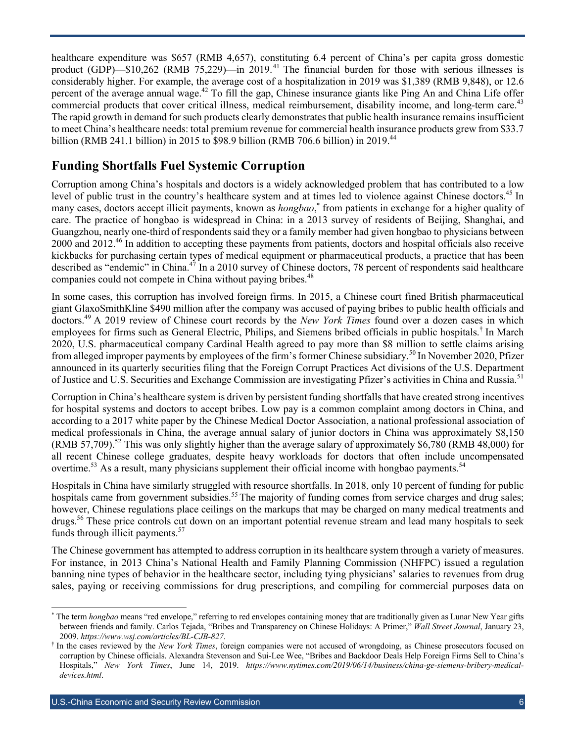healthcare expenditure was $657 (RMB 4,657), constituting 6.4 percent of China's per capita gross domestic product (GDP)—$10,262 (RMB 75,229)—in 2019.[41] The financial burden for those with serious illnesses is considerably higher. For example, the average cost of a hospitalization in 2019 was $1,389 (RMB 9,848), or 12.6 percent of the average annual wage.[42] To fill the gap, Chinese insurance giants like Ping An and China Life offer commercial products that cover critical illness, medical reimbursement, disability income, and long-term care.[43] The rapid growth in demand for such products clearly demonstrates that public health insurance remains insufficient to meet China's healthcare needs: total premium revenue for commercial health insurance products grew from $33.7 billion (RMB 241.1 billion) in 2015 to $98.9 billion (RMB 706.6 billion) in 2019.[44]

## Funding Shortfalls Fuel Systemic Corruption

Corruption among China's hospitals and doctors is a widely acknowledged problem that has contributed to a low level of public trust in the country's healthcare system and at times led to violence against Chinese doctors.[45] In many cases, doctors accept illicit payments, known as *hongbao*,[*] from patients in exchange for a higher quality of care. The practice of hongbao is widespread in China: in a 2013 survey of residents of Beijing, Shanghai, and Guangzhou, nearly one-third of respondents said they or a family member had given hongbao to physicians between 2000 and 2012.[46] In addition to accepting these payments from patients, doctors and hospital officials also receive kickbacks for purchasing certain types of medical equipment or pharmaceutical products, a practice that has been described as "endemic" in China.[47] In a 2010 survey of Chinese doctors, 78 percent of respondents said healthcare companies could not compete in China without paying bribes.[48]

In some cases, this corruption has involved foreign firms. In 2015, a Chinese court fined British pharmaceutical giant GlaxoSmithKline $490 million after the company was accused of paying bribes to public health officials and doctors.[49] A 2019 review of Chinese court records by the *New York Times* found over a dozen cases in which employees for firms such as General Electric, Philips, and Siemens bribed officials in public hospitals.[†] In March 2020, U.S. pharmaceutical company Cardinal Health agreed to pay more than $8 million to settle claims arising from alleged improper payments by employees of the firm's former Chinese subsidiary.[50] In November 2020, Pfizer announced in its quarterly securities filing that the Foreign Corrupt Practices Act divisions of the U.S. Department of Justice and U.S. Securities and Exchange Commission are investigating Pfizer's activities in China and Russia.[51]

Corruption in China's healthcare system is driven by persistent funding shortfalls that have created strong incentives for hospital systems and doctors to accept bribes. Low pay is a common complaint among doctors in China, and according to a 2017 white paper by the Chinese Medical Doctor Association, a national professional association of medical professionals in China, the average annual salary of junior doctors in China was approximately $8,150 (RMB 57,709).[52] This was only slightly higher than the average salary of approximately $6,780 (RMB 48,000) for all recent Chinese college graduates, despite heavy workloads for doctors that often include uncompensated overtime.[53] As a result, many physicians supplement their official income with hongbao payments.[54]

Hospitals in China have similarly struggled with resource shortfalls. In 2018, only 10 percent of funding for public hospitals came from government subsidies.[55] The majority of funding comes from service charges and drug sales; however, Chinese regulations place ceilings on the markups that may be charged on many medical treatments and drugs.[56] These price controls cut down on an important potential revenue stream and lead many hospitals to seek funds through illicit payments.[57]

The Chinese government has attempted to address corruption in its healthcare system through a variety of measures. For instance, in 2013 China's National Health and Family Planning Commission (NHFPC) issued a regulation banning nine types of behavior in the healthcare sector, including tying physicians' salaries to revenues from drug sales, paying or receiving commissions for drug prescriptions, and compiling for commercial purposes data on

---

[*] The term *hongbao* means "red envelope," referring to red envelopes containing money that are traditionally given as Lunar New Year gifts between friends and family. Carlos Tejada, "Bribes and Transparency on Chinese Holidays: A Primer," *Wall Street Journal*, January 23, 2009. *https://www.wsj.com/articles/BL-CJB-827*.

[†] In the cases reviewed by the *New York Times*, foreign companies were not accused of wrongdoing, as Chinese prosecutors focused on corruption by Chinese officials. Alexandra Stevenson and Sui-Lee Wee, "Bribes and Backdoor Deals Help Foreign Firms Sell to China's Hospitals," *New York Times*, June 14, 2019. *https://www.nytimes.com/2019/06/14/business/china-ge-siemens-bribery-medical-devices.html*.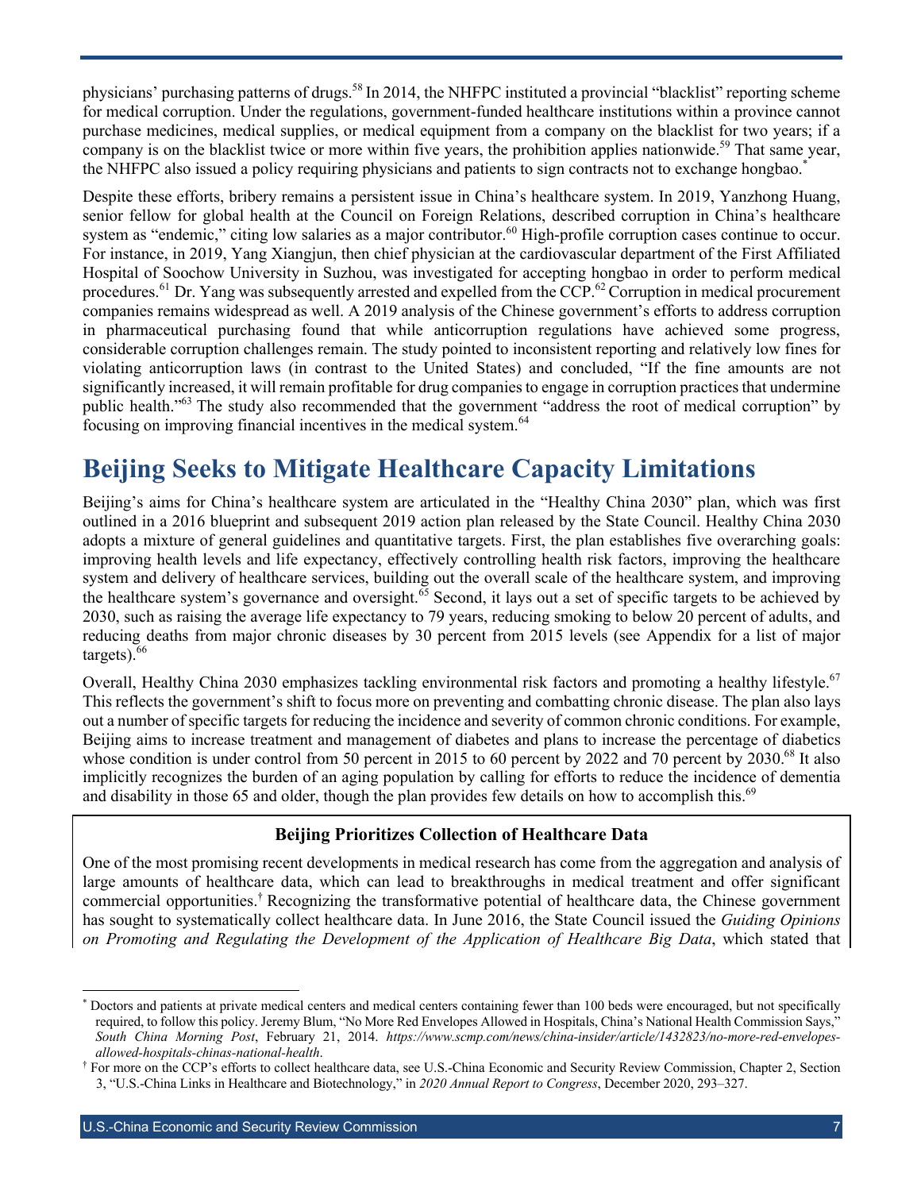physicians' purchasing patterns of drugs.[58] In 2014, the NHFPC instituted a provincial "blacklist" reporting scheme for medical corruption. Under the regulations, government-funded healthcare institutions within a province cannot purchase medicines, medical supplies, or medical equipment from a company on the blacklist for two years; if a company is on the blacklist twice or more within five years, the prohibition applies nationwide.[59] That same year, the NHFPC also issued a policy requiring physicians and patients to sign contracts not to exchange hongbao.[*]

Despite these efforts, bribery remains a persistent issue in China's healthcare system. In 2019, Yanzhong Huang, senior fellow for global health at the Council on Foreign Relations, described corruption in China's healthcare system as "endemic," citing low salaries as a major contributor.[60] High-profile corruption cases continue to occur. For instance, in 2019, Yang Xiangjun, then chief physician at the cardiovascular department of the First Affiliated Hospital of Soochow University in Suzhou, was investigated for accepting hongbao in order to perform medical procedures.[61] Dr. Yang was subsequently arrested and expelled from the CCP.[62] Corruption in medical procurement companies remains widespread as well. A 2019 analysis of the Chinese government's efforts to address corruption in pharmaceutical purchasing found that while anticorruption regulations have achieved some progress, considerable corruption challenges remain. The study pointed to inconsistent reporting and relatively low fines for violating anticorruption laws (in contrast to the United States) and concluded, "If the fine amounts are not significantly increased, it will remain profitable for drug companies to engage in corruption practices that undermine public health."[63] The study also recommended that the government "address the root of medical corruption" by focusing on improving financial incentives in the medical system.[64]

# Beijing Seeks to Mitigate Healthcare Capacity Limitations

Beijing's aims for China's healthcare system are articulated in the "Healthy China 2030" plan, which was first outlined in a 2016 blueprint and subsequent 2019 action plan released by the State Council. Healthy China 2030 adopts a mixture of general guidelines and quantitative targets. First, the plan establishes five overarching goals: improving health levels and life expectancy, effectively controlling health risk factors, improving the healthcare system and delivery of healthcare services, building out the overall scale of the healthcare system, and improving the healthcare system's governance and oversight.[65] Second, it lays out a set of specific targets to be achieved by 2030, such as raising the average life expectancy to 79 years, reducing smoking to below 20 percent of adults, and reducing deaths from major chronic diseases by 30 percent from 2015 levels (see Appendix for a list of major targets).[66]

Overall, Healthy China 2030 emphasizes tackling environmental risk factors and promoting a healthy lifestyle.[67] This reflects the government's shift to focus more on preventing and combatting chronic disease. The plan also lays out a number of specific targets for reducing the incidence and severity of common chronic conditions. For example, Beijing aims to increase treatment and management of diabetes and plans to increase the percentage of diabetics whose condition is under control from 50 percent in 2015 to 60 percent by 2022 and 70 percent by 2030.[68] It also implicitly recognizes the burden of an aging population by calling for efforts to reduce the incidence of dementia and disability in those 65 and older, though the plan provides few details on how to accomplish this.[69]

**Beijing Prioritizes Collection of Healthcare Data**

One of the most promising recent developments in medical research has come from the aggregation and analysis of large amounts of healthcare data, which can lead to breakthroughs in medical treatment and offer significant commercial opportunities.[†] Recognizing the transformative potential of healthcare data, the Chinese government has sought to systematically collect healthcare data. In June 2016, the State Council issued the *Guiding Opinions on Promoting and Regulating the Development of the Application of Healthcare Big Data*, which stated that

---

[*] Doctors and patients at private medical centers and medical centers containing fewer than 100 beds were encouraged, but not specifically required, to follow this policy. Jeremy Blum, "No More Red Envelopes Allowed in Hospitals, China's National Health Commission Says," *South China Morning Post*, February 21, 2014. *https://www.scmp.com/news/china-insider/article/1432823/no-more-red-envelopes-allowed-hospitals-chinas-national-health*.

[†] For more on the CCP's efforts to collect healthcare data, see U.S.-China Economic and Security Review Commission, Chapter 2, Section 3, "U.S.-China Links in Healthcare and Biotechnology," in *2020 Annual Report to Congress*, December 2020, 293–327.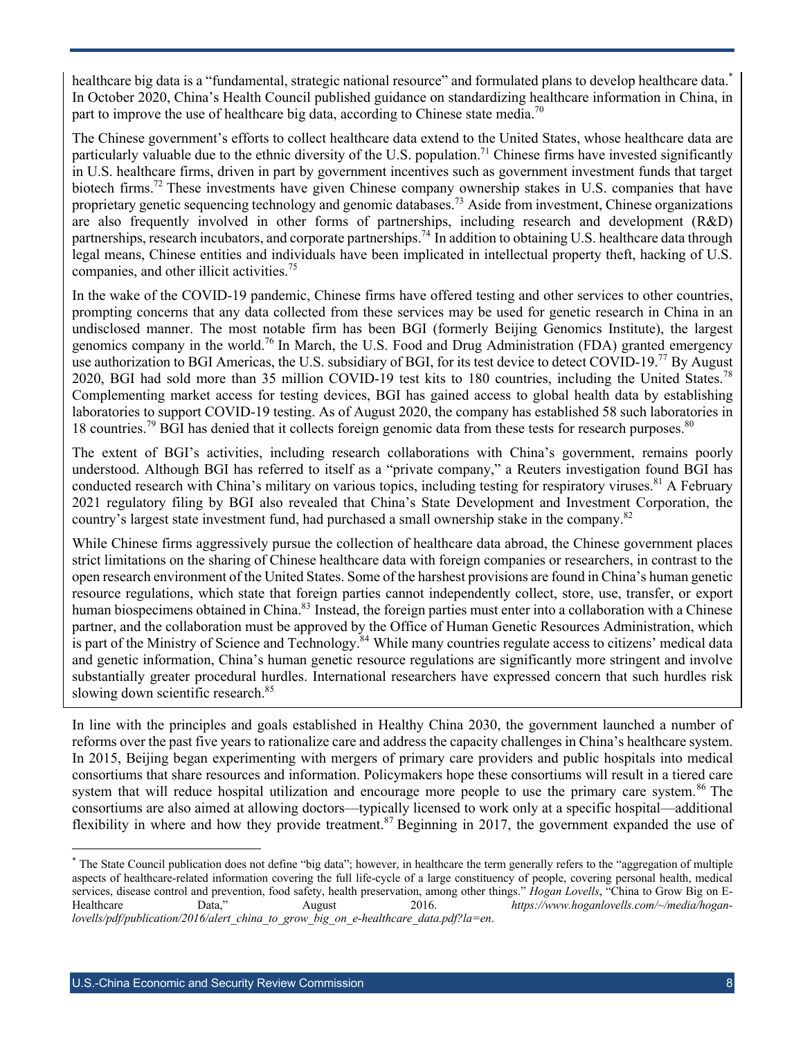healthcare big data is a "fundamental, strategic national resource" and formulated plans to develop healthcare data.* In October 2020, China's Health Council published guidance on standardizing healthcare information in China, in part to improve the use of healthcare big data, according to Chinese state media.[70]

The Chinese government's efforts to collect healthcare data extend to the United States, whose healthcare data are particularly valuable due to the ethnic diversity of the U.S. population.[71] Chinese firms have invested significantly in U.S. healthcare firms, driven in part by government incentives such as government investment funds that target biotech firms.[72] These investments have given Chinese company ownership stakes in U.S. companies that have proprietary genetic sequencing technology and genomic databases.[73] Aside from investment, Chinese organizations are also frequently involved in other forms of partnerships, including research and development (R&D) partnerships, research incubators, and corporate partnerships.[74] In addition to obtaining U.S. healthcare data through legal means, Chinese entities and individuals have been implicated in intellectual property theft, hacking of U.S. companies, and other illicit activities.[75]

In the wake of the COVID-19 pandemic, Chinese firms have offered testing and other services to other countries, prompting concerns that any data collected from these services may be used for genetic research in China in an undisclosed manner. The most notable firm has been BGI (formerly Beijing Genomics Institute), the largest genomics company in the world.[76] In March, the U.S. Food and Drug Administration (FDA) granted emergency use authorization to BGI Americas, the U.S. subsidiary of BGI, for its test device to detect COVID-19.[77] By August 2020, BGI had sold more than 35 million COVID-19 test kits to 180 countries, including the United States.[78] Complementing market access for testing devices, BGI has gained access to global health data by establishing laboratories to support COVID-19 testing. As of August 2020, the company has established 58 such laboratories in 18 countries.[79] BGI has denied that it collects foreign genomic data from these tests for research purposes.[80]

The extent of BGI's activities, including research collaborations with China's government, remains poorly understood. Although BGI has referred to itself as a "private company," a Reuters investigation found BGI has conducted research with China's military on various topics, including testing for respiratory viruses.[81] A February 2021 regulatory filing by BGI also revealed that China's State Development and Investment Corporation, the country's largest state investment fund, had purchased a small ownership stake in the company.[82]

While Chinese firms aggressively pursue the collection of healthcare data abroad, the Chinese government places strict limitations on the sharing of Chinese healthcare data with foreign companies or researchers, in contrast to the open research environment of the United States. Some of the harshest provisions are found in China's human genetic resource regulations, which state that foreign parties cannot independently collect, store, use, transfer, or export human biospecimens obtained in China.[83] Instead, the foreign parties must enter into a collaboration with a Chinese partner, and the collaboration must be approved by the Office of Human Genetic Resources Administration, which is part of the Ministry of Science and Technology.[84] While many countries regulate access to citizens' medical data and genetic information, China's human genetic resource regulations are significantly more stringent and involve substantially greater procedural hurdles. International researchers have expressed concern that such hurdles risk slowing down scientific research.[85]

In line with the principles and goals established in Healthy China 2030, the government launched a number of reforms over the past five years to rationalize care and address the capacity challenges in China's healthcare system. In 2015, Beijing began experimenting with mergers of primary care providers and public hospitals into medical consortiums that share resources and information. Policymakers hope these consortiums will result in a tiered care system that will reduce hospital utilization and encourage more people to use the primary care system.[86] The consortiums are also aimed at allowing doctors—typically licensed to work only at a specific hospital—additional flexibility in where and how they provide treatment.[87] Beginning in 2017, the government expanded the use of

* The State Council publication does not define "big data"; however, in healthcare the term generally refers to the "aggregation of multiple aspects of healthcare-related information covering the full life-cycle of a large constituency of people, covering personal health, medical services, disease control and prevention, food safety, health preservation, among other things." *Hogan Lovells*, "China to Grow Big on E-Healthcare Data," August 2016. *https://www.hoganlovells.com/~/media/hogan-lovells/pdf/publication/2016/alert_china_to_grow_big_on_e-healthcare_data.pdf?la=en*.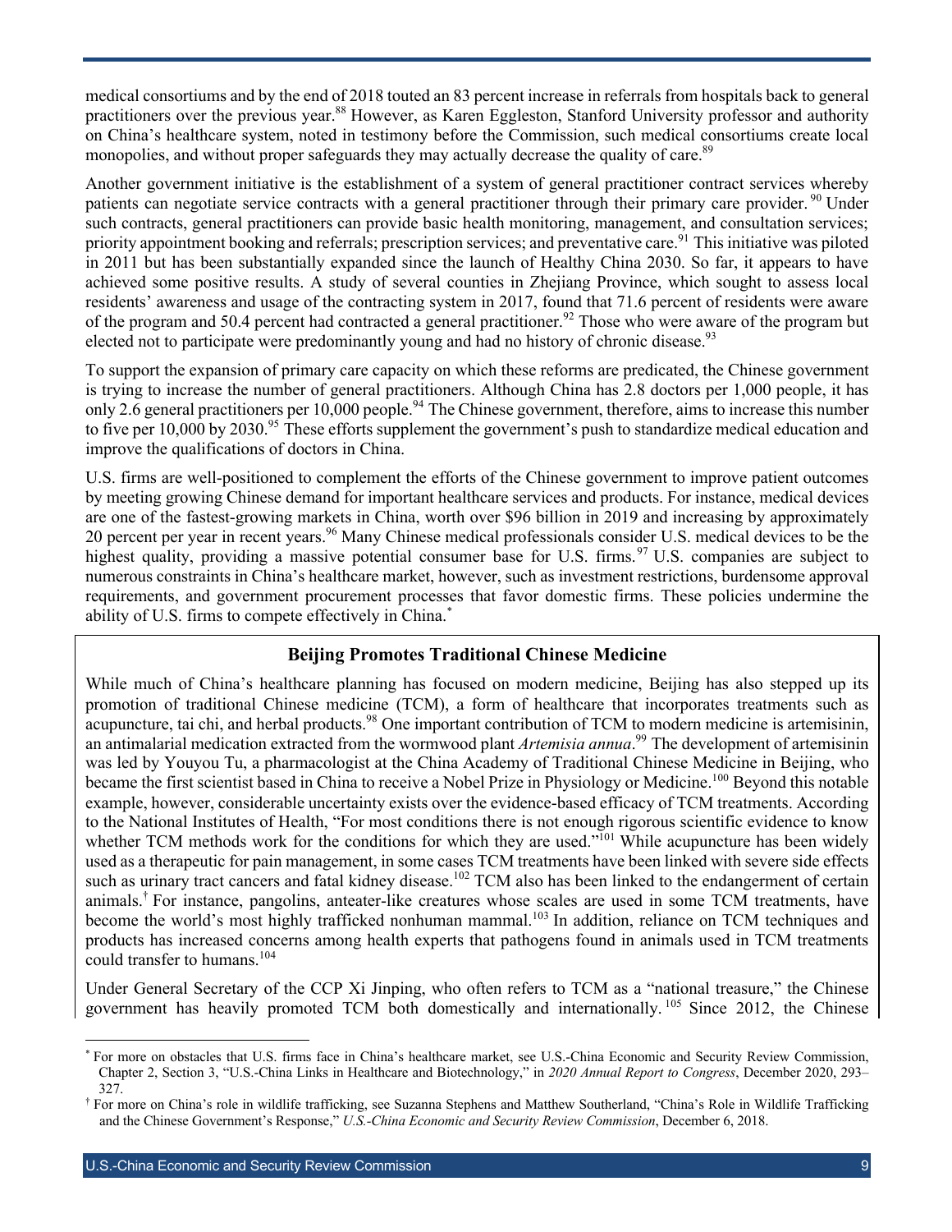medical consortiums and by the end of 2018 touted an 83 percent increase in referrals from hospitals back to general practitioners over the previous year.[88] However, as Karen Eggleston, Stanford University professor and authority on China's healthcare system, noted in testimony before the Commission, such medical consortiums create local monopolies, and without proper safeguards they may actually decrease the quality of care.[89]

Another government initiative is the establishment of a system of general practitioner contract services whereby patients can negotiate service contracts with a general practitioner through their primary care provider.[90] Under such contracts, general practitioners can provide basic health monitoring, management, and consultation services; priority appointment booking and referrals; prescription services; and preventative care.[91] This initiative was piloted in 2011 but has been substantially expanded since the launch of Healthy China 2030. So far, it appears to have achieved some positive results. A study of several counties in Zhejiang Province, which sought to assess local residents' awareness and usage of the contracting system in 2017, found that 71.6 percent of residents were aware of the program and 50.4 percent had contracted a general practitioner.[92] Those who were aware of the program but elected not to participate were predominantly young and had no history of chronic disease.[93]

To support the expansion of primary care capacity on which these reforms are predicated, the Chinese government is trying to increase the number of general practitioners. Although China has 2.8 doctors per 1,000 people, it has only 2.6 general practitioners per 10,000 people.[94] The Chinese government, therefore, aims to increase this number to five per 10,000 by 2030.[95] These efforts supplement the government's push to standardize medical education and improve the qualifications of doctors in China.

U.S. firms are well-positioned to complement the efforts of the Chinese government to improve patient outcomes by meeting growing Chinese demand for important healthcare services and products. For instance, medical devices are one of the fastest-growing markets in China, worth over $96 billion in 2019 and increasing by approximately 20 percent per year in recent years.[96] Many Chinese medical professionals consider U.S. medical devices to be the highest quality, providing a massive potential consumer base for U.S. firms.[97] U.S. companies are subject to numerous constraints in China's healthcare market, however, such as investment restrictions, burdensome approval requirements, and government procurement processes that favor domestic firms. These policies undermine the ability of U.S. firms to compete effectively in China.*

### Beijing Promotes Traditional Chinese Medicine

While much of China's healthcare planning has focused on modern medicine, Beijing has also stepped up its promotion of traditional Chinese medicine (TCM), a form of healthcare that incorporates treatments such as acupuncture, tai chi, and herbal products.[98] One important contribution of TCM to modern medicine is artemisinin, an antimalarial medication extracted from the wormwood plant *Artemisia annua*.[99] The development of artemisinin was led by Youyou Tu, a pharmacologist at the China Academy of Traditional Chinese Medicine in Beijing, who became the first scientist based in China to receive a Nobel Prize in Physiology or Medicine.[100] Beyond this notable example, however, considerable uncertainty exists over the evidence-based efficacy of TCM treatments. According to the National Institutes of Health, "For most conditions there is not enough rigorous scientific evidence to know whether TCM methods work for the conditions for which they are used."[101] While acupuncture has been widely used as a therapeutic for pain management, in some cases TCM treatments have been linked with severe side effects such as urinary tract cancers and fatal kidney disease.[102] TCM also has been linked to the endangerment of certain animals.† For instance, pangolins, anteater-like creatures whose scales are used in some TCM treatments, have become the world's most highly trafficked nonhuman mammal.[103] In addition, reliance on TCM techniques and products has increased concerns among health experts that pathogens found in animals used in TCM treatments could transfer to humans.[104]

Under General Secretary of the CCP Xi Jinping, who often refers to TCM as a "national treasure," the Chinese government has heavily promoted TCM both domestically and internationally.[105] Since 2012, the Chinese

---

\* For more on obstacles that U.S. firms face in China's healthcare market, see U.S.-China Economic and Security Review Commission, Chapter 2, Section 3, "U.S.-China Links in Healthcare and Biotechnology," in *2020 Annual Report to Congress*, December 2020, 293–327.

† For more on China's role in wildlife trafficking, see Suzanna Stephens and Matthew Southerland, "China's Role in Wildlife Trafficking and the Chinese Government's Response," *U.S.-China Economic and Security Review Commission*, December 6, 2018.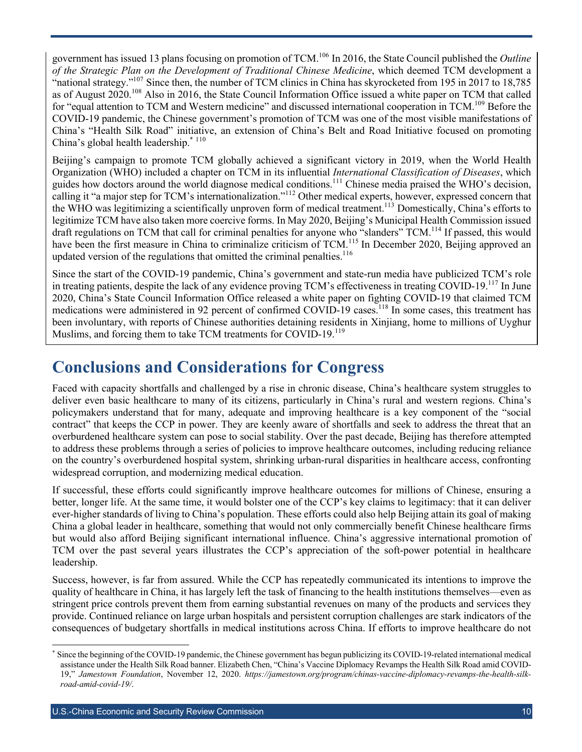government has issued 13 plans focusing on promotion of TCM.[106] In 2016, the State Council published the *Outline of the Strategic Plan on the Development of Traditional Chinese Medicine*, which deemed TCM development a "national strategy."[107] Since then, the number of TCM clinics in China has skyrocketed from 195 in 2017 to 18,785 as of August 2020.[108] Also in 2016, the State Council Information Office issued a white paper on TCM that called for "equal attention to TCM and Western medicine" and discussed international cooperation in TCM.[109] Before the COVID-19 pandemic, the Chinese government's promotion of TCM was one of the most visible manifestations of China's "Health Silk Road" initiative, an extension of China's Belt and Road Initiative focused on promoting China's global health leadership.[*] [110]

Beijing's campaign to promote TCM globally achieved a significant victory in 2019, when the World Health Organization (WHO) included a chapter on TCM in its influential *International Classification of Diseases*, which guides how doctors around the world diagnose medical conditions.[111] Chinese media praised the WHO's decision, calling it "a major step for TCM's internationalization."[112] Other medical experts, however, expressed concern that the WHO was legitimizing a scientifically unproven form of medical treatment.[113] Domestically, China's efforts to legitimize TCM have also taken more coercive forms. In May 2020, Beijing's Municipal Health Commission issued draft regulations on TCM that call for criminal penalties for anyone who "slanders" TCM.[114] If passed, this would have been the first measure in China to criminalize criticism of TCM.[115] In December 2020, Beijing approved an updated version of the regulations that omitted the criminal penalties.[116]

Since the start of the COVID-19 pandemic, China's government and state-run media have publicized TCM's role in treating patients, despite the lack of any evidence proving TCM's effectiveness in treating COVID-19.[117] In June 2020, China's State Council Information Office released a white paper on fighting COVID-19 that claimed TCM medications were administered in 92 percent of confirmed COVID-19 cases.[118] In some cases, this treatment has been involuntary, with reports of Chinese authorities detaining residents in Xinjiang, home to millions of Uyghur Muslims, and forcing them to take TCM treatments for COVID-19.[119]

# Conclusions and Considerations for Congress

Faced with capacity shortfalls and challenged by a rise in chronic disease, China's healthcare system struggles to deliver even basic healthcare to many of its citizens, particularly in China's rural and western regions. China's policymakers understand that for many, adequate and improving healthcare is a key component of the "social contract" that keeps the CCP in power. They are keenly aware of shortfalls and seek to address the threat that an overburdened healthcare system can pose to social stability. Over the past decade, Beijing has therefore attempted to address these problems through a series of policies to improve healthcare outcomes, including reducing reliance on the country's overburdened hospital system, shrinking urban-rural disparities in healthcare access, confronting widespread corruption, and modernizing medical education.

If successful, these efforts could significantly improve healthcare outcomes for millions of Chinese, ensuring a better, longer life. At the same time, it would bolster one of the CCP's key claims to legitimacy: that it can deliver ever-higher standards of living to China's population. These efforts could also help Beijing attain its goal of making China a global leader in healthcare, something that would not only commercially benefit Chinese healthcare firms but would also afford Beijing significant international influence. China's aggressive international promotion of TCM over the past several years illustrates the CCP's appreciation of the soft-power potential in healthcare leadership.

Success, however, is far from assured. While the CCP has repeatedly communicated its intentions to improve the quality of healthcare in China, it has largely left the task of financing to the health institutions themselves—even as stringent price controls prevent them from earning substantial revenues on many of the products and services they provide. Continued reliance on large urban hospitals and persistent corruption challenges are stark indicators of the consequences of budgetary shortfalls in medical institutions across China. If efforts to improve healthcare do not

[*] Since the beginning of the COVID-19 pandemic, the Chinese government has begun publicizing its COVID-19-related international medical assistance under the Health Silk Road banner. Elizabeth Chen, "China's Vaccine Diplomacy Revamps the Health Silk Road amid COVID-19," *Jamestown Foundation*, November 12, 2020. *https://jamestown.org/program/chinas-vaccine-diplomacy-revamps-the-health-silk-road-amid-covid-19/.*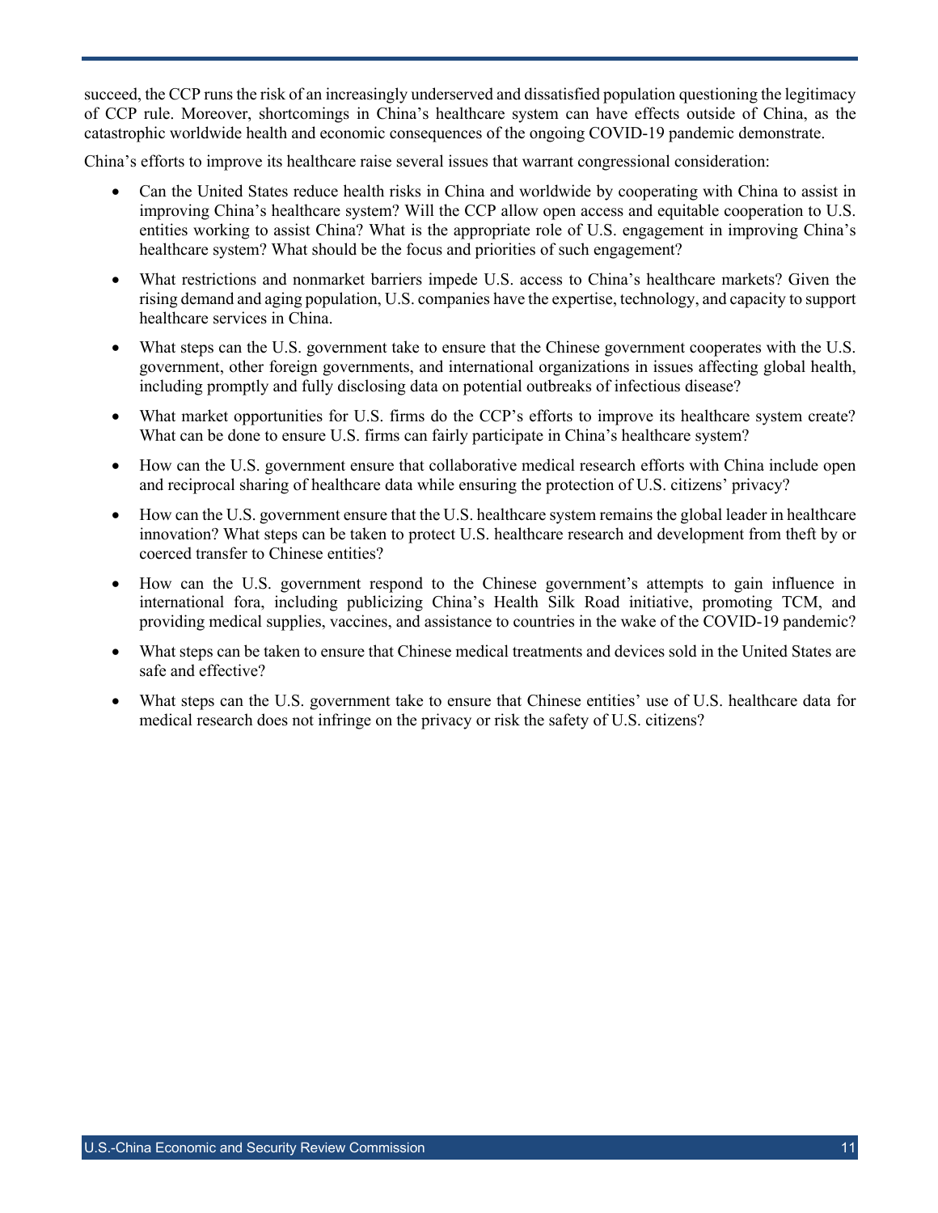succeed, the CCP runs the risk of an increasingly underserved and dissatisfied population questioning the legitimacy of CCP rule. Moreover, shortcomings in China's healthcare system can have effects outside of China, as the catastrophic worldwide health and economic consequences of the ongoing COVID-19 pandemic demonstrate.

China's efforts to improve its healthcare raise several issues that warrant congressional consideration:

- Can the United States reduce health risks in China and worldwide by cooperating with China to assist in improving China's healthcare system? Will the CCP allow open access and equitable cooperation to U.S. entities working to assist China? What is the appropriate role of U.S. engagement in improving China's healthcare system? What should be the focus and priorities of such engagement?
- What restrictions and nonmarket barriers impede U.S. access to China's healthcare markets? Given the rising demand and aging population, U.S. companies have the expertise, technology, and capacity to support healthcare services in China.
- What steps can the U.S. government take to ensure that the Chinese government cooperates with the U.S. government, other foreign governments, and international organizations in issues affecting global health, including promptly and fully disclosing data on potential outbreaks of infectious disease?
- What market opportunities for U.S. firms do the CCP's efforts to improve its healthcare system create? What can be done to ensure U.S. firms can fairly participate in China's healthcare system?
- How can the U.S. government ensure that collaborative medical research efforts with China include open and reciprocal sharing of healthcare data while ensuring the protection of U.S. citizens' privacy?
- How can the U.S. government ensure that the U.S. healthcare system remains the global leader in healthcare innovation? What steps can be taken to protect U.S. healthcare research and development from theft by or coerced transfer to Chinese entities?
- How can the U.S. government respond to the Chinese government's attempts to gain influence in international fora, including publicizing China's Health Silk Road initiative, promoting TCM, and providing medical supplies, vaccines, and assistance to countries in the wake of the COVID-19 pandemic?
- What steps can be taken to ensure that Chinese medical treatments and devices sold in the United States are safe and effective?
- What steps can the U.S. government take to ensure that Chinese entities' use of U.S. healthcare data for medical research does not infringe on the privacy or risk the safety of U.S. citizens?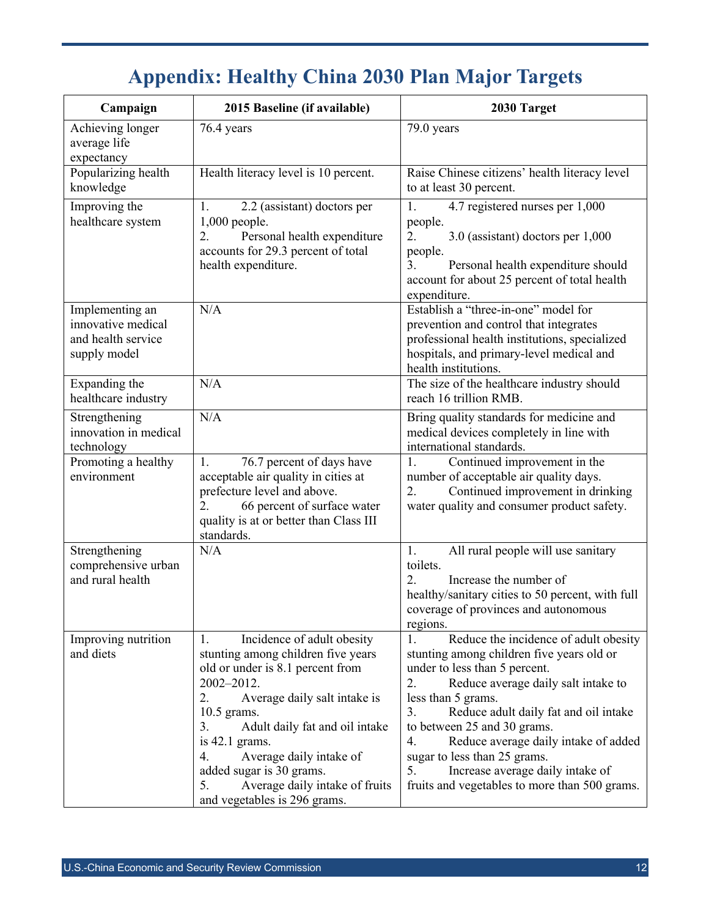# Appendix: Healthy China 2030 Plan Major Targets

| Campaign | 2015 Baseline (if available) | 2030 Target |
|---|---|---|
| Achieving longer average life expectancy | 76.4 years | 79.0 years |
| Popularizing health knowledge | Health literacy level is 10 percent. | Raise Chinese citizens' health literacy level to at least 30 percent. |
| Improving the healthcare system | 1. 2.2 (assistant) doctors per 1,000 people.<br>2. Personal health expenditure accounts for 29.3 percent of total health expenditure. | 1. 4.7 registered nurses per 1,000 people.<br>2. 3.0 (assistant) doctors per 1,000 people.<br>3. Personal health expenditure should account for about 25 percent of total health expenditure. |
| Implementing an innovative medical and health service supply model | N/A | Establish a "three-in-one" model for prevention and control that integrates professional health institutions, specialized hospitals, and primary-level medical and health institutions. |
| Expanding the healthcare industry | N/A | The size of the healthcare industry should reach 16 trillion RMB. |
| Strengthening innovation in medical technology | N/A | Bring quality standards for medicine and medical devices completely in line with international standards. |
| Promoting a healthy environment | 1. 76.7 percent of days have acceptable air quality in cities at prefecture level and above.<br>2. 66 percent of surface water quality is at or better than Class III standards. | 1. Continued improvement in the number of acceptable air quality days.<br>2. Continued improvement in drinking water quality and consumer product safety. |
| Strengthening comprehensive urban and rural health | N/A | 1. All rural people will use sanitary toilets.<br>2. Increase the number of healthy/sanitary cities to 50 percent, with full coverage of provinces and autonomous regions. |
| Improving nutrition and diets | 1. Incidence of adult obesity stunting among children five years old or under is 8.1 percent from 2002–2012.<br>2. Average daily salt intake is 10.5 grams.<br>3. Adult daily fat and oil intake is 42.1 grams.<br>4. Average daily intake of added sugar is 30 grams.<br>5. Average daily intake of fruits and vegetables is 296 grams. | 1. Reduce the incidence of adult obesity stunting among children five years old or under to less than 5 percent.<br>2. Reduce average daily salt intake to less than 5 grams.<br>3. Reduce adult daily fat and oil intake to between 25 and 30 grams.<br>4. Reduce average daily intake of added sugar to less than 25 grams.<br>5. Increase average daily intake of fruits and vegetables to more than 500 grams. |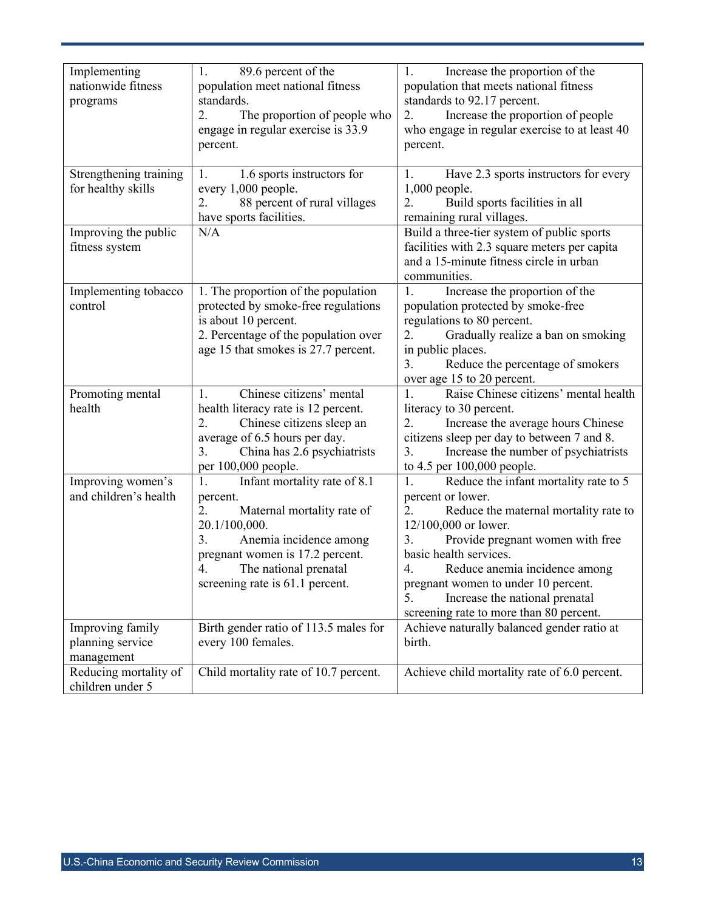| | | |
|---|---|---|
| Implementing nationwide fitness programs | 1. 89.6 percent of the population meet national fitness standards.<br>2. The proportion of people who engage in regular exercise is 33.9 percent. | 1. Increase the proportion of the population that meets national fitness standards to 92.17 percent.<br>2. Increase the proportion of people who engage in regular exercise to at least 40 percent. |
| Strengthening training for healthy skills | 1. 1.6 sports instructors for every 1,000 people.<br>2. 88 percent of rural villages have sports facilities. | 1. Have 2.3 sports instructors for every 1,000 people.<br>2. Build sports facilities in all remaining rural villages. |
| Improving the public fitness system | N/A | Build a three-tier system of public sports facilities with 2.3 square meters per capita and a 15-minute fitness circle in urban communities. |
| Implementing tobacco control | 1. The proportion of the population protected by smoke-free regulations is about 10 percent.<br>2. Percentage of the population over age 15 that smokes is 27.7 percent. | 1. Increase the proportion of the population protected by smoke-free regulations to 80 percent.<br>2. Gradually realize a ban on smoking in public places.<br>3. Reduce the percentage of smokers over age 15 to 20 percent. |
| Promoting mental health | 1. Chinese citizens' mental health literacy rate is 12 percent.<br>2. Chinese citizens sleep an average of 6.5 hours per day.<br>3. China has 2.6 psychiatrists per 100,000 people. | 1. Raise Chinese citizens' mental health literacy to 30 percent.<br>2. Increase the average hours Chinese citizens sleep per day to between 7 and 8.<br>3. Increase the number of psychiatrists to 4.5 per 100,000 people. |
| Improving women's and children's health | 1. Infant mortality rate of 8.1 percent.<br>2. Maternal mortality rate of 20.1/100,000.<br>3. Anemia incidence among pregnant women is 17.2 percent.<br>4. The national prenatal screening rate is 61.1 percent. | 1. Reduce the infant mortality rate to 5 percent or lower.<br>2. Reduce the maternal mortality rate to 12/100,000 or lower.<br>3. Provide pregnant women with free basic health services.<br>4. Reduce anemia incidence among pregnant women to under 10 percent.<br>5. Increase the national prenatal screening rate to more than 80 percent. |
| Improving family planning service management | Birth gender ratio of 113.5 males for every 100 females. | Achieve naturally balanced gender ratio at birth. |
| Reducing mortality of children under 5 | Child mortality rate of 10.7 percent. | Achieve child mortality rate of 6.0 percent. |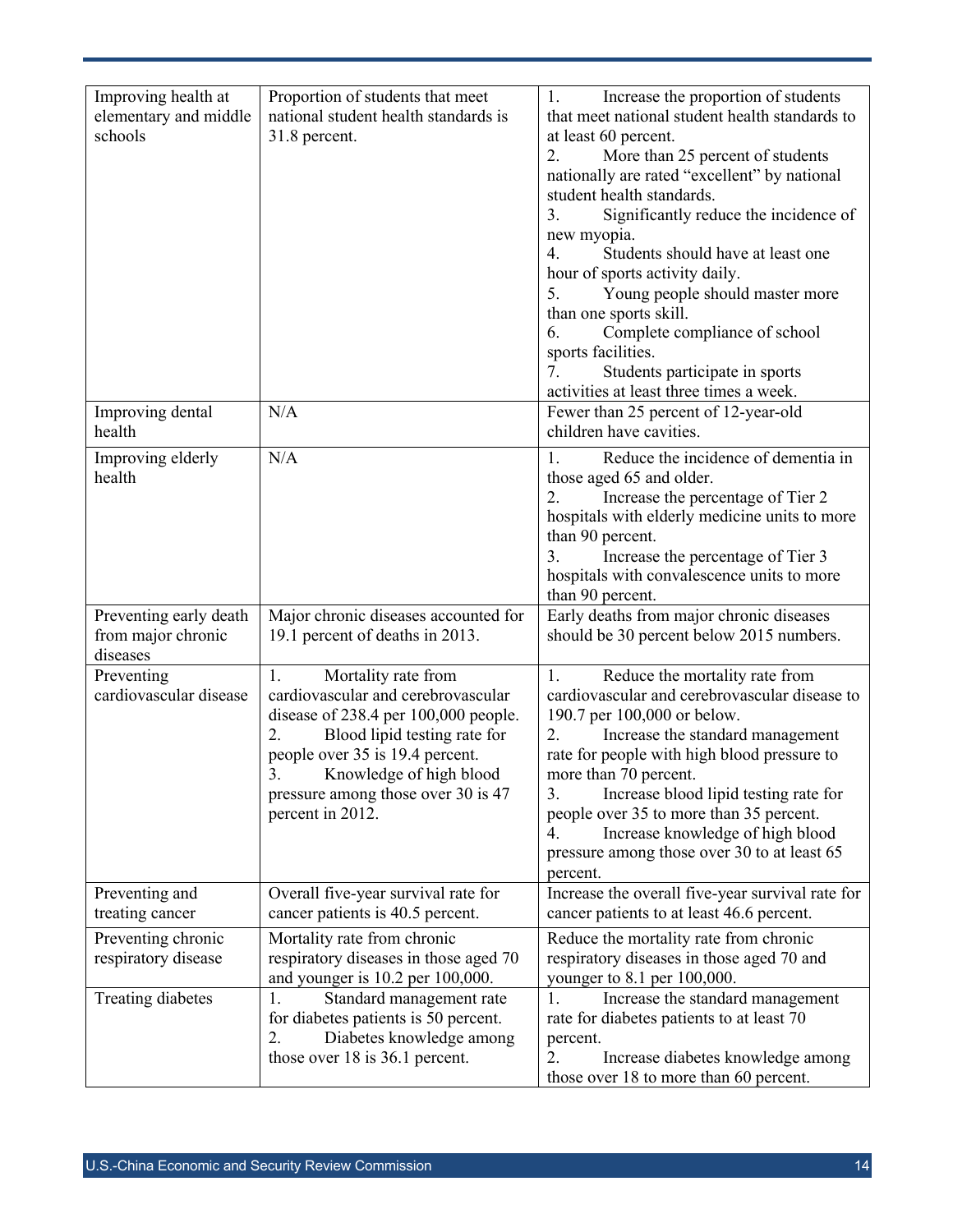| | | |
|---|---|---|
| Improving health at elementary and middle schools | Proportion of students that meet national student health standards is 31.8 percent. | 1. Increase the proportion of students that meet national student health standards to at least 60 percent.<br>2. More than 25 percent of students nationally are rated "excellent" by national student health standards.<br>3. Significantly reduce the incidence of new myopia.<br>4. Students should have at least one hour of sports activity daily.<br>5. Young people should master more than one sports skill.<br>6. Complete compliance of school sports facilities.<br>7. Students participate in sports activities at least three times a week. |
| Improving dental health | N/A | Fewer than 25 percent of 12-year-old children have cavities. |
| Improving elderly health | N/A | 1. Reduce the incidence of dementia in those aged 65 and older.<br>2. Increase the percentage of Tier 2 hospitals with elderly medicine units to more than 90 percent.<br>3. Increase the percentage of Tier 3 hospitals with convalescence units to more than 90 percent. |
| Preventing early death from major chronic diseases | Major chronic diseases accounted for 19.1 percent of deaths in 2013. | Early deaths from major chronic diseases should be 30 percent below 2015 numbers. |
| Preventing cardiovascular disease | 1. Mortality rate from cardiovascular and cerebrovascular disease of 238.4 per 100,000 people.<br>2. Blood lipid testing rate for people over 35 is 19.4 percent.<br>3. Knowledge of high blood pressure among those over 30 is 47 percent in 2012. | 1. Reduce the mortality rate from cardiovascular and cerebrovascular disease to 190.7 per 100,000 or below.<br>2. Increase the standard management rate for people with high blood pressure to more than 70 percent.<br>3. Increase blood lipid testing rate for people over 35 to more than 35 percent.<br>4. Increase knowledge of high blood pressure among those over 30 to at least 65 percent. |
| Preventing and treating cancer | Overall five-year survival rate for cancer patients is 40.5 percent. | Increase the overall five-year survival rate for cancer patients to at least 46.6 percent. |
| Preventing chronic respiratory disease | Mortality rate from chronic respiratory diseases in those aged 70 and younger is 10.2 per 100,000. | Reduce the mortality rate from chronic respiratory diseases in those aged 70 and younger to 8.1 per 100,000. |
| Treating diabetes | 1. Standard management rate for diabetes patients is 50 percent.<br>2. Diabetes knowledge among those over 18 is 36.1 percent. | 1. Increase the standard management rate for diabetes patients to at least 70 percent.<br>2. Increase diabetes knowledge among those over 18 to more than 60 percent. |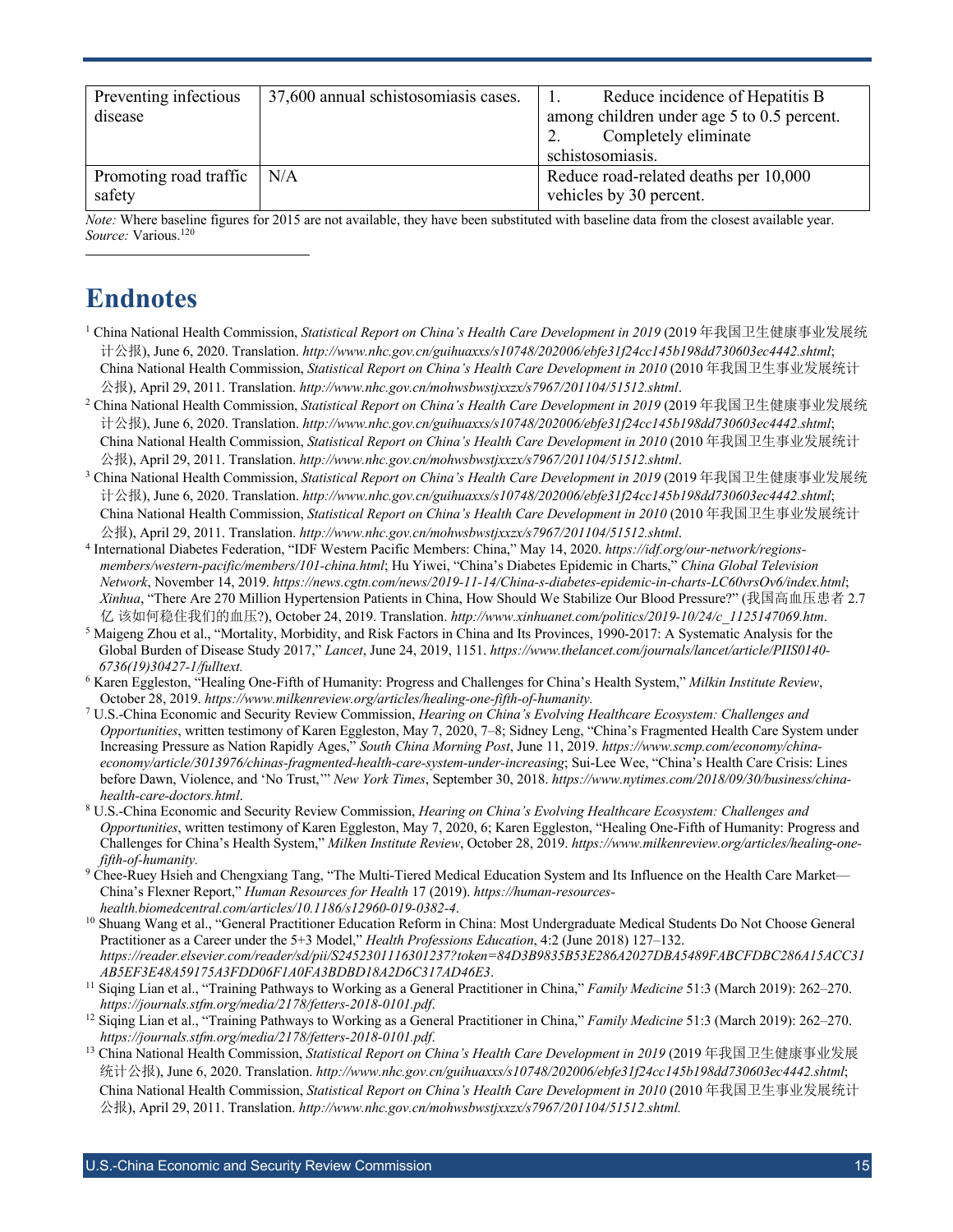| Preventing infectious disease | 37,600 annual schistosomiasis cases. | 1. Reduce incidence of Hepatitis B among children under age 5 to 0.5 percent.<br>2. Completely eliminate schistosomiasis. |
|---|---|---|
| Promoting road traffic safety | N/A | Reduce road-related deaths per 10,000 vehicles by 30 percent. |

*Note:* Where baseline figures for 2015 are not available, they have been substituted with baseline data from the closest available year.
*Source:* Various.[120]

# Endnotes

[1] China National Health Commission, *Statistical Report on China's Health Care Development in 2019* (2019 年我国卫生健康事业发展统计公报), June 6, 2020. Translation. *http://www.nhc.gov.cn/guihuaxxs/s10748/202006/ebfe31f24cc145b198dd730603ec4442.shtml*; China National Health Commission, *Statistical Report on China's Health Care Development in 2010* (2010 年我国卫生事业发展统计公报), April 29, 2011. Translation. *http://www.nhc.gov.cn/mohwsbwstjxxzx/s7967/201104/51512.shtml*.

[2] China National Health Commission, *Statistical Report on China's Health Care Development in 2019* (2019 年我国卫生健康事业发展统计公报), June 6, 2020. Translation. *http://www.nhc.gov.cn/guihuaxxs/s10748/202006/ebfe31f24cc145b198dd730603ec4442.shtml*; China National Health Commission, *Statistical Report on China's Health Care Development in 2010* (2010 年我国卫生事业发展统计公报), April 29, 2011. Translation. *http://www.nhc.gov.cn/mohwsbwstjxxzx/s7967/201104/51512.shtml*.

[3] China National Health Commission, *Statistical Report on China's Health Care Development in 2019* (2019 年我国卫生健康事业发展统计公报), June 6, 2020. Translation. *http://www.nhc.gov.cn/guihuaxxs/s10748/202006/ebfe31f24cc145b198dd730603ec4442.shtml*; China National Health Commission, *Statistical Report on China's Health Care Development in 2010* (2010 年我国卫生事业发展统计公报), April 29, 2011. Translation. *http://www.nhc.gov.cn/mohwsbwstjxxzx/s7967/201104/51512.shtml*.

[4] International Diabetes Federation, "IDF Western Pacific Members: China," May 14, 2020. *https://idf.org/our-network/regions-members/western-pacific/members/101-china.html*; Hu Yiwei, "China's Diabetes Epidemic in Charts," *China Global Television Network*, November 14, 2019. *https://news.cgtn.com/news/2019-11-14/China-s-diabetes-epidemic-in-charts-LC60vrsOv6/index.html*; *Xinhua*, "There Are 270 Million Hypertension Patients in China, How Should We Stabilize Our Blood Pressure?" (我国高血压患者 2.7 亿 该如何稳住我们的血压?), October 24, 2019. Translation. *http://www.xinhuanet.com/politics/2019-10/24/c_1125147069.htm*.

[5] Maigeng Zhou et al., "Mortality, Morbidity, and Risk Factors in China and Its Provinces, 1990-2017: A Systematic Analysis for the Global Burden of Disease Study 2017," *Lancet*, June 24, 2019, 1151. *https://www.thelancet.com/journals/lancet/article/PIIS0140-6736(19)30427-1/fulltext.*

[6] Karen Eggleston, "Healing One-Fifth of Humanity: Progress and Challenges for China's Health System," *Milkin Institute Review*, October 28, 2019. *https://www.milkenreview.org/articles/healing-one-fifth-of-humanity.*

[7] U.S.-China Economic and Security Review Commission, *Hearing on China's Evolving Healthcare Ecosystem: Challenges and Opportunities*, written testimony of Karen Eggleston, May 7, 2020, 7–8; Sidney Leng, "China's Fragmented Health Care System under Increasing Pressure as Nation Rapidly Ages," *South China Morning Post*, June 11, 2019. *https://www.scmp.com/economy/china-economy/article/3013976/chinas-fragmented-health-care-system-under-increasing*; Sui-Lee Wee, "China's Health Care Crisis: Lines before Dawn, Violence, and 'No Trust,'" *New York Times*, September 30, 2018. *https://www.nytimes.com/2018/09/30/business/china-health-care-doctors.html*.

[8] U.S.-China Economic and Security Review Commission, *Hearing on China's Evolving Healthcare Ecosystem: Challenges and Opportunities*, written testimony of Karen Eggleston, May 7, 2020, 6; Karen Eggleston, "Healing One-Fifth of Humanity: Progress and Challenges for China's Health System," *Milken Institute Review*, October 28, 2019. *https://www.milkenreview.org/articles/healing-one-fifth-of-humanity.*

[9] Chee-Ruey Hsieh and Chengxiang Tang, "The Multi-Tiered Medical Education System and Its Influence on the Health Care Market—China's Flexner Report," *Human Resources for Health* 17 (2019). *https://human-resources-health.biomedcentral.com/articles/10.1186/s12960-019-0382-4*.

[10] Shuang Wang et al., "General Practitioner Education Reform in China: Most Undergraduate Medical Students Do Not Choose General Practitioner as a Career under the 5+3 Model," *Health Professions Education*, 4:2 (June 2018) 127–132. *https://reader.elsevier.com/reader/sd/pii/S2452301116301237?token=84D3B9835B53E286A2027DBA5489FABCFDBC286A15ACC31AB5EF3E48A59175A3FDD06F1A0FA3BDBD18A2D6C317AD46E3*.

[11] Siqing Lian et al., "Training Pathways to Working as a General Practitioner in China," *Family Medicine* 51:3 (March 2019): 262–270. *https://journals.stfm.org/media/2178/fetters-2018-0101.pdf*.

[12] Siqing Lian et al., "Training Pathways to Working as a General Practitioner in China," *Family Medicine* 51:3 (March 2019): 262–270. *https://journals.stfm.org/media/2178/fetters-2018-0101.pdf*.

[13] China National Health Commission, *Statistical Report on China's Health Care Development in 2019* (2019 年我国卫生健康事业发展统计公报), June 6, 2020. Translation. *http://www.nhc.gov.cn/guihuaxxs/s10748/202006/ebfe31f24cc145b198dd730603ec4442.shtml*; China National Health Commission, *Statistical Report on China's Health Care Development in 2010* (2010 年我国卫生事业发展统计公报), April 29, 2011. Translation. *http://www.nhc.gov.cn/mohwsbwstjxxzx/s7967/201104/51512.shtml.*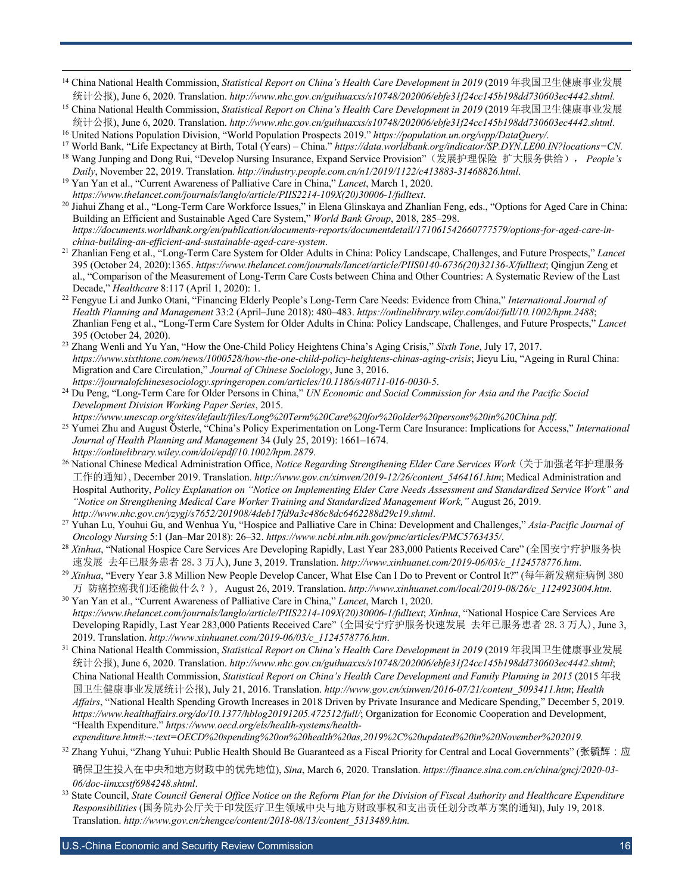[14] China National Health Commission, *Statistical Report on China's Health Care Development in 2019* (2019 年我国卫生健康事业发展统计公报), June 6, 2020. Translation. *http://www.nhc.gov.cn/guihuaxxs/s10748/202006/ebfe31f24cc145b198dd730603ec4442.shtml.*

[15] China National Health Commission, *Statistical Report on China's Health Care Development in 2019* (2019 年我国卫生健康事业发展统计公报), June 6, 2020. Translation. *http://www.nhc.gov.cn/guihuaxxs/s10748/202006/ebfe31f24cc145b198dd730603ec4442.shtml.*

[16] United Nations Population Division, "World Population Prospects 2019." *https://population.un.org/wpp/DataQuery/*.

[17] World Bank, "Life Expectancy at Birth, Total (Years) – China." *https://data.worldbank.org/indicator/SP.DYN.LE00.IN?locations=CN.*

[18] Wang Junping and Dong Rui, "Develop Nursing Insurance, Expand Service Provision"（发展护理保险 扩大服务供给）, *People's Daily*, November 22, 2019. Translation. *http://industry.people.com.cn/n1/2019/1122/c413883-31468826.html*.

[19] Yan Yan et al., "Current Awareness of Palliative Care in China," *Lancet*, March 1, 2020. *https://www.thelancet.com/journals/langlo/article/PIIS2214-109X(20)30006-1/fulltext*.

[20] Jiahui Zhang et al., "Long-Term Care Workforce Issues," in Elena Glinskaya and Zhanlian Feng, eds., "Options for Aged Care in China: Building an Efficient and Sustainable Aged Care System," *World Bank Group*, 2018, 285–298. *https://documents.worldbank.org/en/publication/documents-reports/documentdetail/171061542660777579/options-for-aged-care-in-china-building-an-efficient-and-sustainable-aged-care-system*.

[21] Zhanlian Feng et al., "Long-Term Care System for Older Adults in China: Policy Landscape, Challenges, and Future Prospects," *Lancet* 395 (October 24, 2020):1365. *https://www.thelancet.com/journals/lancet/article/PIIS0140-6736(20)32136-X/fulltext*; Qingjun Zeng et al., "Comparison of the Measurement of Long-Term Care Costs between China and Other Countries: A Systematic Review of the Last Decade," *Healthcare* 8:117 (April 1, 2020): 1.

[22] Fengyue Li and Junko Otani, "Financing Elderly People's Long-Term Care Needs: Evidence from China," *International Journal of Health Planning and Management* 33:2 (April–June 2018): 480–483. *https://onlinelibrary.wiley.com/doi/full/10.1002/hpm.2488*; Zhanlian Feng et al., "Long-Term Care System for Older Adults in China: Policy Landscape, Challenges, and Future Prospects," *Lancet* 395 (October 24, 2020).

[23] Zhang Wenli and Yu Yan, "How the One-Child Policy Heightens China's Aging Crisis," *Sixth Tone*, July 17, 2017. *https://www.sixthtone.com/news/1000528/how-the-one-child-policy-heightens-chinas-aging-crisis*; Jieyu Liu, "Ageing in Rural China: Migration and Care Circulation," *Journal of Chinese Sociology*, June 3, 2016. *https://journalofchinesesociology.springeropen.com/articles/10.1186/s40711-016-0030-5*.

[24] Du Peng, "Long-Term Care for Older Persons in China," *UN Economic and Social Commission for Asia and the Pacific Social Development Division Working Paper Series*, 2015. *https://www.unescap.org/sites/default/files/Long%20Term%20Care%20for%20older%20persons%20in%20China.pdf*.

[25] Yumei Zhu and August Österle, "China's Policy Experimentation on Long-Term Care Insurance: Implications for Access," *International Journal of Health Planning and Management* 34 (July 25, 2019): 1661–1674. *https://onlinelibrary.wiley.com/doi/epdf/10.1002/hpm.2879*.

[26] National Chinese Medical Administration Office, *Notice Regarding Strengthening Elder Care Services Work*（关于加强老年护理服务工作的通知）, December 2019. Translation. *http://www.gov.cn/xinwen/2019-12/26/content_5464161.htm*; Medical Administration and Hospital Authority, *Policy Explanation on "Notice on Implementing Elder Care Needs Assessment and Standardized Service Work" and "Notice on Strengthening Medical Care Worker Training and Standardized Management Work,"* August 26, 2019. *http://www.nhc.gov.cn/yzygj/s7652/201908/4deb17fd9a3c486c8dc6462288d29c19.shtml*.

[27] Yuhan Lu, Youhui Gu, and Wenhua Yu, "Hospice and Palliative Care in China: Development and Challenges," *Asia-Pacific Journal of Oncology Nursing* 5:1 (Jan–Mar 2018): 26–32. *https://www.ncbi.nlm.nih.gov/pmc/articles/PMC5763435/*.

[28] *Xinhua*, "National Hospice Care Services Are Developing Rapidly, Last Year 283,000 Patients Received Care" (全国安宁疗护服务快速发展 去年已服务患者 28.3 万人), June 3, 2019. Translation. *http://www.xinhuanet.com/2019-06/03/c_1124578776.htm*.

[29] *Xinhua*, "Every Year 3.8 Million New People Develop Cancer, What Else Can I Do to Prevent or Control It?" (每年新发癌症病例 380 万 防癌控癌我们还能做什么？), August 26, 2019. Translation. *http://www.xinhuanet.com/local/2019-08/26/c_1124923004.htm*.

[30] Yan Yan et al., "Current Awareness of Palliative Care in China," *Lancet*, March 1, 2020. *https://www.thelancet.com/journals/langlo/article/PIIS2214-109X(20)30006-1/fulltext*; *Xinhua*, "National Hospice Care Services Are Developing Rapidly, Last Year 283,000 Patients Received Care"（全国安宁疗护服务快速发展 去年已服务患者 28.3 万人）, June 3, 2019. Translation. *http://www.xinhuanet.com/2019-06/03/c_1124578776.htm*.

[31] China National Health Commission, *Statistical Report on China's Health Care Development in 2019* (2019 年我国卫生健康事业发展统计公报), June 6, 2020. Translation. *http://www.nhc.gov.cn/guihuaxxs/s10748/202006/ebfe31f24cc145b198dd730603ec4442.shtml*; China National Health Commission, *Statistical Report on China's Health Care Development and Family Planning in 2015* (2015 年我国卫生健康事业发展统计公报), July 21, 2016. Translation. *http://www.gov.cn/xinwen/2016-07/21/content_5093411.htm*; *Health Affairs*, "National Health Spending Growth Increases in 2018 Driven by Private Insurance and Medicare Spending," December 5, 2019. *https://www.healthaffairs.org/do/10.1377/hblog20191205.472512/full/*; Organization for Economic Cooperation and Development, "Health Expenditure." *https://www.oecd.org/els/health-systems/health-expenditure.htm#:~:text=OECD%20spending%20on%20health%20as,2019%2C%20updated%20in%20November%202019.*

[32] Zhang Yuhui, "Zhang Yuhui: Public Health Should Be Guaranteed as a Fiscal Priority for Central and Local Governments" (张毓辉：应确保卫生投入在中央和地方财政中的优先地位), *Sina*, March 6, 2020. Translation. *https://finance.sina.com.cn/china/gncj/2020-03-06/doc-iimxxstf6984248.shtml*.

[33] State Council, *State Council General Office Notice on the Reform Plan for the Division of Fiscal Authority and Healthcare Expenditure Responsibilities* (国务院办公厅关于印发医疗卫生领域中央与地方财政事权和支出责任划分改革方案的通知), July 19, 2018. Translation. *http://www.gov.cn/zhengce/content/2018-08/13/content_5313489.htm.*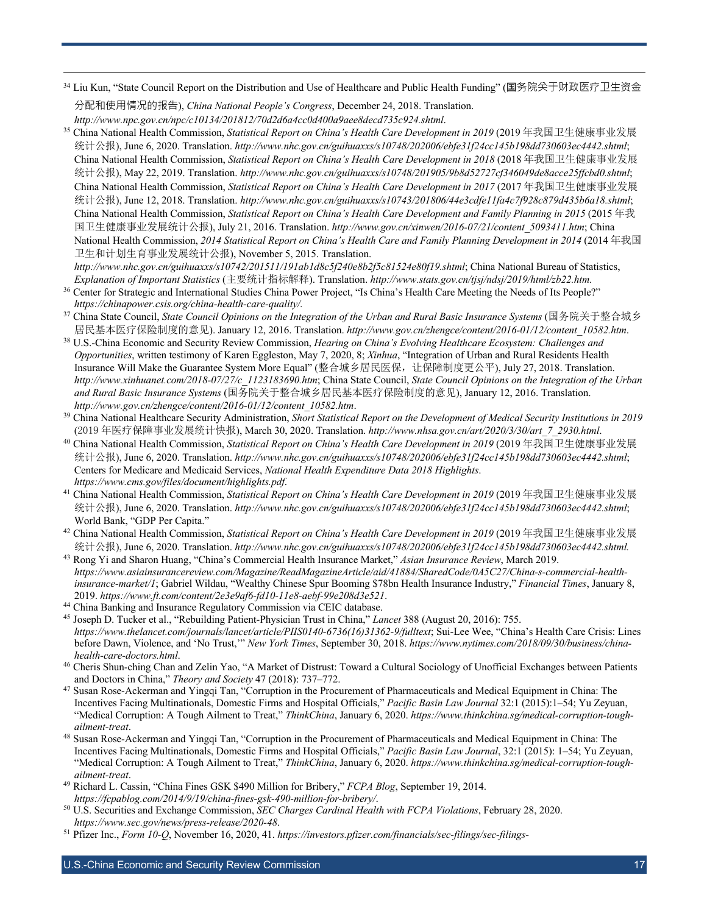34 Liu Kun, "State Council Report on the Distribution and Use of Healthcare and Public Health Funding" (国务院关于财政医疗卫生资金分配和使用情况的报告), *China National People's Congress*, December 24, 2018. Translation. *http://www.npc.gov.cn/npc/c10134/201812/70d2d6a4cc0d400a9aee8decd735c924.shtml*.

35 China National Health Commission, *Statistical Report on China's Health Care Development in 2019* (2019 年我国卫生健康事业发展统计公报), June 6, 2020. Translation. *http://www.nhc.gov.cn/guihuaxxs/s10748/202006/ebfe31f24cc145b198dd730603ec4442.shtml*; China National Health Commission, *Statistical Report on China's Health Care Development in 2018* (2018 年我国卫生健康事业发展统计公报), May 22, 2019. Translation. *http://www.nhc.gov.cn/guihuaxxs/s10748/201905/9b8d52727cf346049de8acce25ffcbd0.shtml*; China National Health Commission, *Statistical Report on China's Health Care Development in 2017* (2017 年我国卫生健康事业发展统计公报), June 12, 2018. Translation. *http://www.nhc.gov.cn/guihuaxxs/s10743/201806/44e3cdfe11fa4c7f928c879d435b6a18.shtml*; China National Health Commission, *Statistical Report on China's Health Care Development and Family Planning in 2015* (2015 年我国卫生健康事业发展统计公报), July 21, 2016. Translation. *http://www.gov.cn/xinwen/2016-07/21/content_5093411.htm*; China National Health Commission, *2014 Statistical Report on China's Health Care and Family Planning Development in 2014* (2014 年我国卫生和计划生育事业发展统计公报), November 5, 2015. Translation. *http://www.nhc.gov.cn/guihuaxxs/s10742/201511/191ab1d8c5f240e8b2f5c81524e80f19.shtml*; China National Bureau of Statistics, *Explanation of Important Statistics* (主要统计指标解释). Translation. *http://www.stats.gov.cn/tjsj/ndsj/2019/html/zb22.htm.*

36 Center for Strategic and International Studies China Power Project, "Is China's Health Care Meeting the Needs of Its People?" *https://chinapower.csis.org/china-health-care-quality/.*

37 China State Council, *State Council Opinions on the Integration of the Urban and Rural Basic Insurance Systems* (国务院关于整合城乡居民基本医疗保险制度的意见). January 12, 2016. Translation. *http://www.gov.cn/zhengce/content/2016-01/12/content_10582.htm*.

38 U.S.-China Economic and Security Review Commission, *Hearing on China's Evolving Healthcare Ecosystem: Challenges and Opportunities*, written testimony of Karen Eggleston, May 7, 2020, 8; *Xinhua*, "Integration of Urban and Rural Residents Health Insurance Will Make the Guarantee System More Equal" (整合城乡居民医保，让保障制度更公平), July 27, 2018. Translation. *http://www.xinhuanet.com/2018-07/27/c_1123183690.htm*; China State Council, *State Council Opinions on the Integration of the Urban and Rural Basic Insurance Systems* (国务院关于整合城乡居民基本医疗保险制度的意见), January 12, 2016. Translation. *http://www.gov.cn/zhengce/content/2016-01/12/content_10582.htm*.

39 China National Healthcare Security Administration, *Short Statistical Report on the Development of Medical Security Institutions in 2019* (2019 年医疗保障事业发展统计快报), March 30, 2020. Translation. *http://www.nhsa.gov.cn/art/2020/3/30/art_7_2930.html*.

40 China National Health Commission, *Statistical Report on China's Health Care Development in 2019* (2019 年我国卫生健康事业发展统计公报), June 6, 2020. Translation. *http://www.nhc.gov.cn/guihuaxxs/s10748/202006/ebfe31f24cc145b198dd730603ec4442.shtml*; Centers for Medicare and Medicaid Services, *National Health Expenditure Data 2018 Highlights*. *https://www.cms.gov/files/document/highlights.pdf*.

41 China National Health Commission, *Statistical Report on China's Health Care Development in 2019* (2019 年我国卫生健康事业发展统计公报), June 6, 2020. Translation. *http://www.nhc.gov.cn/guihuaxxs/s10748/202006/ebfe31f24cc145b198dd730603ec4442.shtml*; World Bank, "GDP Per Capita."

42 China National Health Commission, *Statistical Report on China's Health Care Development in 2019* (2019 年我国卫生健康事业发展统计公报), June 6, 2020. Translation. *http://www.nhc.gov.cn/guihuaxxs/s10748/202006/ebfe31f24cc145b198dd730603ec4442.shtml.*

43 Rong Yi and Sharon Huang, "China's Commercial Health Insurance Market," *Asian Insurance Review*, March 2019. *https://www.asiainsurancereview.com/Magazine/ReadMagazineArticle/aid/41884/SharedCode/0A5C27/China-s-commercial-health-insurance-market/1*; Gabriel Wildau, "Wealthy Chinese Spur Booming $78bn Health Insurance Industry," *Financial Times*, January 8, 2019. *https://www.ft.com/content/2e3e9af6-fd10-11e8-aebf-99e208d3e521*.

44 China Banking and Insurance Regulatory Commission via CEIC database.

45 Joseph D. Tucker et al., "Rebuilding Patient-Physician Trust in China," *Lancet* 388 (August 20, 2016): 755. *https://www.thelancet.com/journals/lancet/article/PIIS0140-6736(16)31362-9/fulltext*; Sui-Lee Wee, "China's Health Care Crisis: Lines before Dawn, Violence, and 'No Trust,'" *New York Times*, September 30, 2018. *https://www.nytimes.com/2018/09/30/business/china-health-care-doctors.html*.

46 Cheris Shun-ching Chan and Zelin Yao, "A Market of Distrust: Toward a Cultural Sociology of Unofficial Exchanges between Patients and Doctors in China," *Theory and Society* 47 (2018): 737–772.

47 Susan Rose-Ackerman and Yingqi Tan, "Corruption in the Procurement of Pharmaceuticals and Medical Equipment in China: The Incentives Facing Multinationals, Domestic Firms and Hospital Officials," *Pacific Basin Law Journal* 32:1 (2015):1–54; Yu Zeyuan, "Medical Corruption: A Tough Ailment to Treat," *ThinkChina*, January 6, 2020. *https://www.thinkchina.sg/medical-corruption-tough-ailment-treat*.

48 Susan Rose-Ackerman and Yingqi Tan, "Corruption in the Procurement of Pharmaceuticals and Medical Equipment in China: The Incentives Facing Multinationals, Domestic Firms and Hospital Officials," *Pacific Basin Law Journal*, 32:1 (2015): 1–54; Yu Zeyuan, "Medical Corruption: A Tough Ailment to Treat," *ThinkChina*, January 6, 2020. *https://www.thinkchina.sg/medical-corruption-tough-ailment-treat*.

49 Richard L. Cassin, "China Fines GSK $490 Million for Bribery," *FCPA Blog*, September 19, 2014. *https://fcpablog.com/2014/9/19/china-fines-gsk-490-million-for-bribery/*.

50 U.S. Securities and Exchange Commission, *SEC Charges Cardinal Health with FCPA Violations*, February 28, 2020. *https://www.sec.gov/news/press-release/2020-48*.

51 Pfizer Inc., *Form 10-Q*, November 16, 2020, 41. *https://investors.pfizer.com/financials/sec-filings/sec-filings-*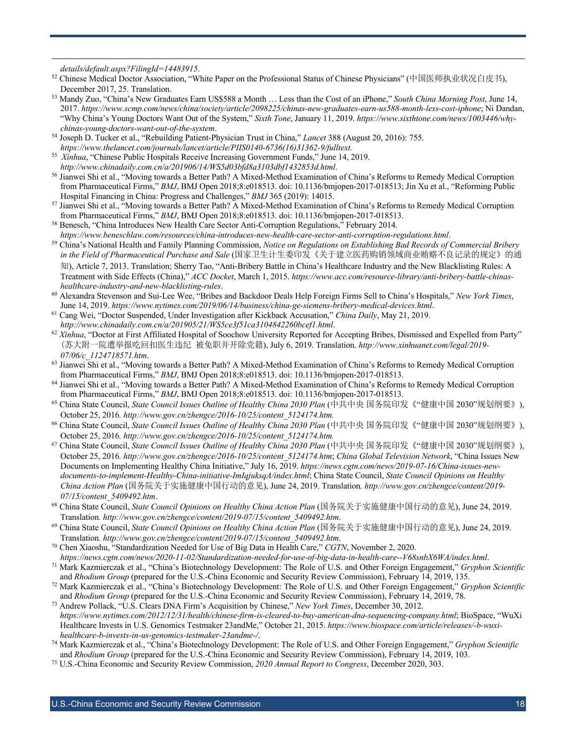*details/default.aspx?FilingId=14483915*.

[52] Chinese Medical Doctor Association, "White Paper on the Professional Status of Chinese Physicians" (中国医师执业状况白皮书), December 2017, 25. Translation.

[53] Mandy Zuo, "China's New Graduates Earn US$588 a Month … Less than the Cost of an iPhone," *South China Morning Post*, June 14, 2017. *https://www.scmp.com/news/china/society/article/2098225/chinas-new-graduates-earn-us588-month-less-cost-iphone*; Ni Dandan, "Why China's Young Doctors Want Out of the System," *Sixth Tone*, January 11, 2019. *https://www.sixthtone.com/news/1003446/why-chinas-young-doctors-want-out-of-the-system*.

[54] Joseph D. Tucker et al., "Rebuilding Patient-Physician Trust in China," *Lancet* 388 (August 20, 2016): 755. *https://www.thelancet.com/journals/lancet/article/PIIS0140-6736(16)31362-9/fulltext.*

[55] *Xinhua*, "Chinese Public Hospitals Receive Increasing Government Funds," June 14, 2019. *http://www.chinadaily.com.cn/a/201906/14/WS5d03bfd8a3103dbf1432853d.html*.

[56] Jianwei Shi et al., "Moving towards a Better Path? A Mixed-Method Examination of China's Reforms to Remedy Medical Corruption from Pharmaceutical Firms," *BMJ*, BMJ Open 2018;8:e018513. doi: 10.1136/bmjopen-2017-018513; Jin Xu et al., "Reforming Public Hospital Financing in China: Progress and Challenges," *BMJ* 365 (2019): 14015.

[57] Jianwei Shi et al., "Moving towards a Better Path? A Mixed-Method Examination of China's Reforms to Remedy Medical Corruption from Pharmaceutical Firms," *BMJ*, BMJ Open 2018;8:e018513. doi: 10.1136/bmjopen-2017-018513.

[58] Benesch, "China Introduces New Health Care Sector Anti-Corruption Regulations," February 2014. *https://www.beneschlaw.com/resources/china-introduces-new-health-care-sector-anti-corruption-regulations.html*.

[59] China's National Health and Family Planning Commission, *Notice on Regulations on Establishing Bad Records of Commercial Bribery in the Field of Pharmaceutical Purchase and Sale* (国家卫生计生委印发《关于建立医药购销领域商业贿赂不良记录的规定》的通知), Article 7, 2013. Translation; Sherry Tao, "Anti-Bribery Battle in China's Healthcare Industry and the New Blacklisting Rules: A Treatment with Side Effects (China)," *ACC Docket*, March 1, 2015. *https://www.acc.com/resource-library/anti-bribery-battle-chinas-healthcare-industry-and-new-blacklisting-rules*.

[60] Alexandra Stevenson and Sui-Lee Wee, "Bribes and Backdoor Deals Help Foreign Firms Sell to China's Hospitals," *New York Times*, June 14, 2019. *https://www.nytimes.com/2019/06/14/business/china-ge-siemens-bribery-medical-devices.html*.

[61] Cang Wei, "Doctor Suspended, Under Investigation after Kickback Accusation," *China Daily*, May 21, 2019. *http://www.chinadaily.com.cn/a/201905/21/WS5ce3f51ca3104842260bcef1.html*.

[62] *Xinhua*, "Doctor at First Affiliated Hospital of Soochow University Reported for Accepting Bribes, Dismissed and Expelled from Party" (苏大附一院遭举报吃回扣医生违纪 被免职并开除党籍), July 6, 2019. Translation. *http://www.xinhuanet.com/legal/2019-07/06/c_1124718571.htm*.

[63] Jianwei Shi et al., "Moving towards a Better Path? A Mixed-Method Examination of China's Reforms to Remedy Medical Corruption from Pharmaceutical Firms," *BMJ*, BMJ Open 2018;8:e018513. doi: 10.1136/bmjopen-2017-018513.

[64] Jianwei Shi et al., "Moving towards a Better Path? A Mixed-Method Examination of China's Reforms to Remedy Medical Corruption from Pharmaceutical Firms," *BMJ*, BMJ Open 2018;8:e018513. doi: 10.1136/bmjopen-2017-018513.

[65] China State Council, *State Council Issues Outline of Healthy China 2030 Plan* (中共中央 国务院印发《"健康中国 2030"规划纲要》), October 25, 2016. *http://www.gov.cn/zhengce/2016-10/25/content_5124174.htm.*

[66] China State Council, *State Council Issues Outline of Healthy China 2030 Plan* (中共中央 国务院印发《"健康中国 2030"规划纲要》), October 25, 2016. *http://www.gov.cn/zhengce/2016-10/25/content_5124174.htm.*

[67] China State Council, *State Council Issues Outline of Healthy China 2030 Plan* (中共中央 国务院印发《"健康中国 2030"规划纲要》), October 25, 2016. *http://www.gov.cn/zhengce/2016-10/25/content_5124174.htm*; *China Global Television Network*, "China Issues New Documents on Implementing Healthy China Initiative," July 16, 2019. *https://news.cgtn.com/news/2019-07-16/China-issues-new-documents-to-implement-Healthy-China-initiative-ImIqjuksqA/index.html*; China State Council, *State Council Opinions on Healthy China Action Plan* (国务院关于实施健康中国行动的意见), June 24, 2019. Translation. *http://www.gov.cn/zhengce/content/2019-07/15/content_5409492.htm*.

[68] China State Council, *State Council Opinions on Healthy China Action Plan* (国务院关于实施健康中国行动的意见), June 24, 2019. Translation. *http://www.gov.cn/zhengce/content/2019-07/15/content_5409492.htm*.

[69] China State Council, *State Council Opinions on Healthy China Action Plan* (国务院关于实施健康中国行动的意见), June 24, 2019. Translation. *http://www.gov.cn/zhengce/content/2019-07/15/content_5409492.htm*.

[70] Chen Xiaoshu, "Standardization Needed for Use of Big Data in Health Care," *CGTN*, November 2, 2020. *https://news.cgtn.com/news/2020-11-02/Standardization-needed-for-use-of-big-data-in-health-care--V68snbX6WA/index.html*.

[71] Mark Kazmierczak et al., "China's Biotechnology Development: The Role of U.S. and Other Foreign Engagement," *Gryphon Scientific* and *Rhodium Group* (prepared for the U.S.-China Economic and Security Review Commission), February 14, 2019, 135.

[72] Mark Kazmierczak et al., "China's Biotechnology Development: The Role of U.S. and Other Foreign Engagement," *Gryphon Scientific* and *Rhodium Group* (prepared for the U.S.-China Economic and Security Review Commission), February 14, 2019, 78.

[73] Andrew Pollack, "U.S. Clears DNA Firm's Acquisition by Chinese," *New York Times*, December 30, 2012. *https://www.nytimes.com/2012/12/31/health/chinese-firm-is-cleared-to-buy-american-dna-sequencing-company.html*; BioSpace, "WuXi Healthcare Invests in U.S. Genomics Testmaker 23andMe," October 21, 2015. *https://www.biospace.com/article/releases/-b-wuxi-healthcare-b-invests-in-us-genomics-testmaker-23andme-/*.

[74] Mark Kazmierczak et al., "China's Biotechnology Development: The Role of U.S. and Other Foreign Engagement," *Gryphon Scientific* and *Rhodium Group* (prepared for the U.S.-China Economic and Security Review Commission), February 14, 2019, 103.

[75] U.S.-China Economic and Security Review Commission, *2020 Annual Report to Congress*, December 2020, 303.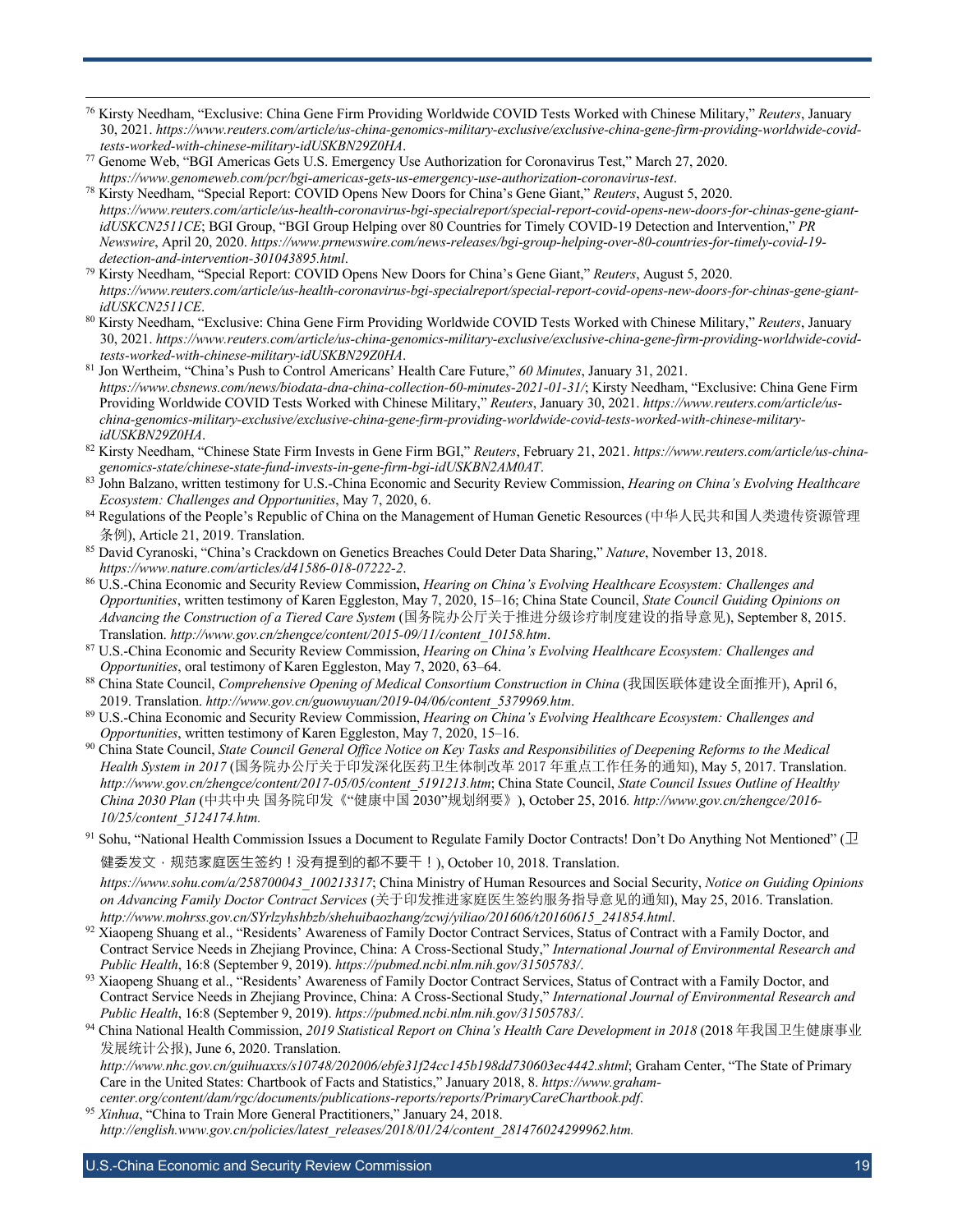[76] Kirsty Needham, "Exclusive: China Gene Firm Providing Worldwide COVID Tests Worked with Chinese Military," *Reuters*, January 30, 2021. *https://www.reuters.com/article/us-china-genomics-military-exclusive/exclusive-china-gene-firm-providing-worldwide-covid-tests-worked-with-chinese-military-idUSKBN29Z0HA*.

[77] Genome Web, "BGI Americas Gets U.S. Emergency Use Authorization for Coronavirus Test," March 27, 2020. *https://www.genomeweb.com/pcr/bgi-americas-gets-us-emergency-use-authorization-coronavirus-test*.

[78] Kirsty Needham, "Special Report: COVID Opens New Doors for China's Gene Giant," *Reuters*, August 5, 2020. *https://www.reuters.com/article/us-health-coronavirus-bgi-specialreport/special-report-covid-opens-new-doors-for-chinas-gene-giant-idUSKCN2511CE*; BGI Group, "BGI Group Helping over 80 Countries for Timely COVID-19 Detection and Intervention," *PR Newswire*, April 20, 2020. *https://www.prnewswire.com/news-releases/bgi-group-helping-over-80-countries-for-timely-covid-19-detection-and-intervention-301043895.html*.

[79] Kirsty Needham, "Special Report: COVID Opens New Doors for China's Gene Giant," *Reuters*, August 5, 2020. *https://www.reuters.com/article/us-health-coronavirus-bgi-specialreport/special-report-covid-opens-new-doors-for-chinas-gene-giant-idUSKCN2511CE*.

[80] Kirsty Needham, "Exclusive: China Gene Firm Providing Worldwide COVID Tests Worked with Chinese Military," *Reuters*, January 30, 2021. *https://www.reuters.com/article/us-china-genomics-military-exclusive/exclusive-china-gene-firm-providing-worldwide-covid-tests-worked-with-chinese-military-idUSKBN29Z0HA*.

[81] Jon Wertheim, "China's Push to Control Americans' Health Care Future," *60 Minutes*, January 31, 2021. *https://www.cbsnews.com/news/biodata-dna-china-collection-60-minutes-2021-01-31/*; Kirsty Needham, "Exclusive: China Gene Firm Providing Worldwide COVID Tests Worked with Chinese Military," *Reuters*, January 30, 2021. *https://www.reuters.com/article/us-china-genomics-military-exclusive/exclusive-china-gene-firm-providing-worldwide-covid-tests-worked-with-chinese-military-idUSKBN29Z0HA*.

[82] Kirsty Needham, "Chinese State Firm Invests in Gene Firm BGI," *Reuters*, February 21, 2021. *https://www.reuters.com/article/us-china-genomics-state/chinese-state-fund-invests-in-gene-firm-bgi-idUSKBN2AM0AT*.

[83] John Balzano, written testimony for U.S.-China Economic and Security Review Commission, *Hearing on China's Evolving Healthcare Ecosystem: Challenges and Opportunities*, May 7, 2020, 6.

[84] Regulations of the People's Republic of China on the Management of Human Genetic Resources (中华人民共和国人类遗传资源管理条例), Article 21, 2019. Translation.

[85] David Cyranoski, "China's Crackdown on Genetics Breaches Could Deter Data Sharing," *Nature*, November 13, 2018. *https://www.nature.com/articles/d41586-018-07222-2*.

[86] U.S.-China Economic and Security Review Commission, *Hearing on China's Evolving Healthcare Ecosystem: Challenges and Opportunities*, written testimony of Karen Eggleston, May 7, 2020, 15–16; China State Council, *State Council Guiding Opinions on Advancing the Construction of a Tiered Care System* (国务院办公厅关于推进分级诊疗制度建设的指导意见), September 8, 2015. Translation. *http://www.gov.cn/zhengce/content/2015-09/11/content_10158.htm*.

[87] U.S.-China Economic and Security Review Commission, *Hearing on China's Evolving Healthcare Ecosystem: Challenges and Opportunities*, oral testimony of Karen Eggleston, May 7, 2020, 63–64.

[88] China State Council, *Comprehensive Opening of Medical Consortium Construction in China* (我国医联体建设全面推开), April 6, 2019. Translation. *http://www.gov.cn/guowuyuan/2019-04/06/content_5379969.htm*.

[89] U.S.-China Economic and Security Review Commission, *Hearing on China's Evolving Healthcare Ecosystem: Challenges and Opportunities*, written testimony of Karen Eggleston, May 7, 2020, 15–16.

[90] China State Council, *State Council General Office Notice on Key Tasks and Responsibilities of Deepening Reforms to the Medical Health System in 2017* (国务院办公厅关于印发深化医药卫生体制改革 2017 年重点工作任务的通知), May 5, 2017. Translation. *http://www.gov.cn/zhengce/content/2017-05/05/content_5191213.htm*; China State Council, *State Council Issues Outline of Healthy China 2030 Plan* (中共中央 国务院印发《"健康中国 2030"规划纲要》), October 25, 2016*. http://www.gov.cn/zhengce/2016-10/25/content_5124174.htm.*

[91] Sohu, "National Health Commission Issues a Document to Regulate Family Doctor Contracts! Don't Do Anything Not Mentioned" (卫健委发文，规范家庭医生签约！没有提到的都不要干！), October 10, 2018. Translation. *https://www.sohu.com/a/258700043_100213317*; China Ministry of Human Resources and Social Security, *Notice on Guiding Opinions on Advancing Family Doctor Contract Services* (关于印发推进家庭医生签约服务指导意见的通知), May 25, 2016. Translation. *http://www.mohrss.gov.cn/SYrlzyhshbzb/shehuibaozhang/zcwj/yiliao/201606/t20160615_241854.html*.

[92] Xiaopeng Shuang et al., "Residents' Awareness of Family Doctor Contract Services, Status of Contract with a Family Doctor, and Contract Service Needs in Zhejiang Province, China: A Cross-Sectional Study," *International Journal of Environmental Research and Public Health*, 16:8 (September 9, 2019). *https://pubmed.ncbi.nlm.nih.gov/31505783/*.

[93] Xiaopeng Shuang et al., "Residents' Awareness of Family Doctor Contract Services, Status of Contract with a Family Doctor, and Contract Service Needs in Zhejiang Province, China: A Cross-Sectional Study," *International Journal of Environmental Research and Public Health*, 16:8 (September 9, 2019). *https://pubmed.ncbi.nlm.nih.gov/31505783/*.

[94] China National Health Commission, *2019 Statistical Report on China's Health Care Development in 2018* (2018 年我国卫生健康事业发展统计公报), June 6, 2020. Translation. *http://www.nhc.gov.cn/guihuaxxs/s10748/202006/ebfe31f24cc145b198dd730603ec4442.shtml*; Graham Center, "The State of Primary Care in the United States: Chartbook of Facts and Statistics," January 2018, 8. *https://www.graham-center.org/content/dam/rgc/documents/publications-reports/reports/PrimaryCareChartbook.pdf*.

[95] *Xinhua*, "China to Train More General Practitioners," January 24, 2018. *http://english.www.gov.cn/policies/latest_releases/2018/01/24/content_281476024299962.htm.*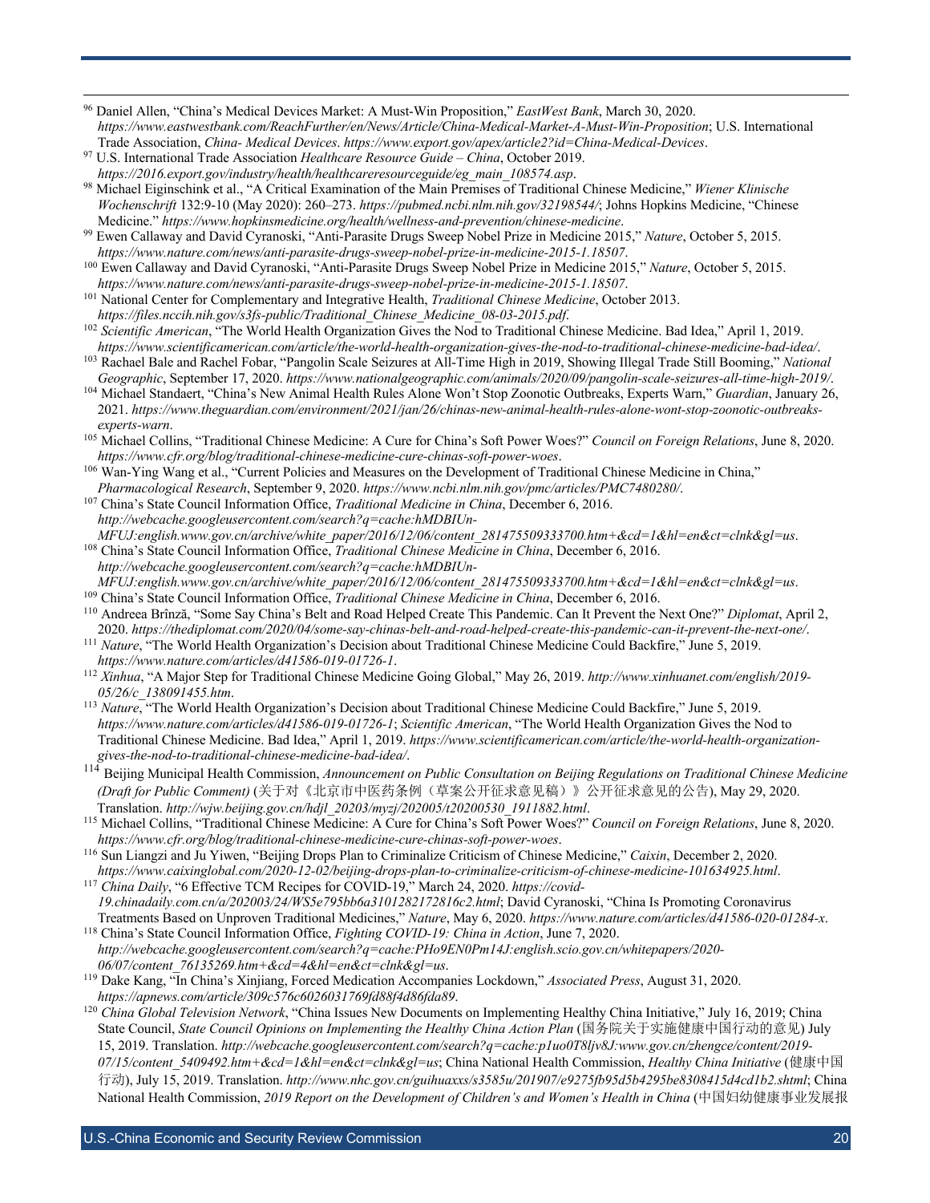[96] Daniel Allen, "China's Medical Devices Market: A Must-Win Proposition," *EastWest Bank*, March 30, 2020. *https://www.eastwestbank.com/ReachFurther/en/News/Article/China-Medical-Market-A-Must-Win-Proposition*; U.S. International Trade Association, *China- Medical Devices*. *https://www.export.gov/apex/article2?id=China-Medical-Devices*.

[97] U.S. International Trade Association *Healthcare Resource Guide – China*, October 2019. *https://2016.export.gov/industry/health/healthcareresourceguide/eg_main_108574.asp*.

[98] Michael Eiginschink et al., "A Critical Examination of the Main Premises of Traditional Chinese Medicine," *Wiener Klinische Wochenschrift* 132:9-10 (May 2020): 260–273. *https://pubmed.ncbi.nlm.nih.gov/32198544/*; Johns Hopkins Medicine, "Chinese Medicine." *https://www.hopkinsmedicine.org/health/wellness-and-prevention/chinese-medicine*.

[99] Ewen Callaway and David Cyranoski, "Anti-Parasite Drugs Sweep Nobel Prize in Medicine 2015," *Nature*, October 5, 2015. *https://www.nature.com/news/anti-parasite-drugs-sweep-nobel-prize-in-medicine-2015-1.18507*.

[100] Ewen Callaway and David Cyranoski, "Anti-Parasite Drugs Sweep Nobel Prize in Medicine 2015," *Nature*, October 5, 2015. *https://www.nature.com/news/anti-parasite-drugs-sweep-nobel-prize-in-medicine-2015-1.18507*.

[101] National Center for Complementary and Integrative Health, *Traditional Chinese Medicine*, October 2013. *https://files.nccih.nih.gov/s3fs-public/Traditional_Chinese_Medicine_08-03-2015.pdf*.

[102] *Scientific American*, "The World Health Organization Gives the Nod to Traditional Chinese Medicine. Bad Idea," April 1, 2019. *https://www.scientificamerican.com/article/the-world-health-organization-gives-the-nod-to-traditional-chinese-medicine-bad-idea/*.

[103] Rachael Bale and Rachel Fobar, "Pangolin Scale Seizures at All-Time High in 2019, Showing Illegal Trade Still Booming," *National Geographic*, September 17, 2020. *https://www.nationalgeographic.com/animals/2020/09/pangolin-scale-seizures-all-time-high-2019/*.

[104] Michael Standaert, "China's New Animal Health Rules Alone Won't Stop Zoonotic Outbreaks, Experts Warn," *Guardian*, January 26, 2021. *https://www.theguardian.com/environment/2021/jan/26/chinas-new-animal-health-rules-alone-wont-stop-zoonotic-outbreaks-experts-warn*.

[105] Michael Collins, "Traditional Chinese Medicine: A Cure for China's Soft Power Woes?" *Council on Foreign Relations*, June 8, 2020. *https://www.cfr.org/blog/traditional-chinese-medicine-cure-chinas-soft-power-woes*.

[106] Wan-Ying Wang et al., "Current Policies and Measures on the Development of Traditional Chinese Medicine in China," *Pharmacological Research*, September 9, 2020. *https://www.ncbi.nlm.nih.gov/pmc/articles/PMC7480280/*.

[107] China's State Council Information Office, *Traditional Medicine in China*, December 6, 2016. *http://webcache.googleusercontent.com/search?q=cache:hMDBIUn-MFUJ:english.www.gov.cn/archive/white_paper/2016/12/06/content_281475509333700.htm+&cd=1&hl=en&ct=clnk&gl=us*.

[108] China's State Council Information Office, *Traditional Chinese Medicine in China*, December 6, 2016. *http://webcache.googleusercontent.com/search?q=cache:hMDBIUn-MFUJ:english.www.gov.cn/archive/white_paper/2016/12/06/content_281475509333700.htm+&cd=1&hl=en&ct=clnk&gl=us*.

[109] China's State Council Information Office, *Traditional Chinese Medicine in China*, December 6, 2016.

[110] Andreea Brînză, "Some Say China's Belt and Road Helped Create This Pandemic. Can It Prevent the Next One?" *Diplomat*, April 2, 2020. *https://thediplomat.com/2020/04/some-say-chinas-belt-and-road-helped-create-this-pandemic-can-it-prevent-the-next-one/*.

[111] *Nature*, "The World Health Organization's Decision about Traditional Chinese Medicine Could Backfire," June 5, 2019. *https://www.nature.com/articles/d41586-019-01726-1*.

[112] *Xinhua*, "A Major Step for Traditional Chinese Medicine Going Global," May 26, 2019. *http://www.xinhuanet.com/english/2019-05/26/c_138091455.htm*.

[113] *Nature*, "The World Health Organization's Decision about Traditional Chinese Medicine Could Backfire," June 5, 2019. *https://www.nature.com/articles/d41586-019-01726-1*; *Scientific American*, "The World Health Organization Gives the Nod to Traditional Chinese Medicine. Bad Idea," April 1, 2019. *https://www.scientificamerican.com/article/the-world-health-organization-gives-the-nod-to-traditional-chinese-medicine-bad-idea/*.

[114] Beijing Municipal Health Commission, *Announcement on Public Consultation on Beijing Regulations on Traditional Chinese Medicine (Draft for Public Comment)* (关于对《北京市中医药条例（草案公开征求意见稿）》公开征求意见的公告), May 29, 2020. Translation. *http://wjw.beijing.gov.cn/hdjl_20203/myzj/202005/t20200530_1911882.html*.

[115] Michael Collins, "Traditional Chinese Medicine: A Cure for China's Soft Power Woes?" *Council on Foreign Relations*, June 8, 2020. *https://www.cfr.org/blog/traditional-chinese-medicine-cure-chinas-soft-power-woes*.

[116] Sun Liangzi and Ju Yiwen, "Beijing Drops Plan to Criminalize Criticism of Chinese Medicine," *Caixin*, December 2, 2020. *https://www.caixinglobal.com/2020-12-02/beijing-drops-plan-to-criminalize-criticism-of-chinese-medicine-101634925.html*.

[117] *China Daily*, "6 Effective TCM Recipes for COVID-19," March 24, 2020. *https://covid-19.chinadaily.com.cn/a/202003/24/WS5e795bb6a3101282172816c2.html*; David Cyranoski, "China Is Promoting Coronavirus Treatments Based on Unproven Traditional Medicines," *Nature*, May 6, 2020. *https://www.nature.com/articles/d41586-020-01284-x*.

[118] China's State Council Information Office, *Fighting COVID-19: China in Action*, June 7, 2020. *http://webcache.googleusercontent.com/search?q=cache:PHo9EN0Pm14J:english.scio.gov.cn/whitepapers/2020-06/07/content_76135269.htm+&cd=4&hl=en&ct=clnk&gl=us*.

[119] Dake Kang, "In China's Xinjiang, Forced Medication Accompanies Lockdown," *Associated Press*, August 31, 2020. *https://apnews.com/article/309c576c6026031769fd88f4d86fda89*.

[120] *China Global Television Network*, "China Issues New Documents on Implementing Healthy China Initiative," July 16, 2019; China State Council, *State Council Opinions on Implementing the Healthy China Action Plan* (国务院关于实施健康中国行动的意见) July 15, 2019. Translation. *http://webcache.googleusercontent.com/search?q=cache:p1uo0T8ljv8J:www.gov.cn/zhengce/content/2019-07/15/content_5409492.htm+&cd=1&hl=en&ct=clnk&gl=us*; China National Health Commission, *Healthy China Initiative* (健康中国行动), July 15, 2019. Translation. *http://www.nhc.gov.cn/guihuaxxs/s3585u/201907/e9275fb95d5b4295be8308415d4cd1b2.shtml*; China National Health Commission, *2019 Report on the Development of Children's and Women's Health in China* (中国妇幼健康事业发展报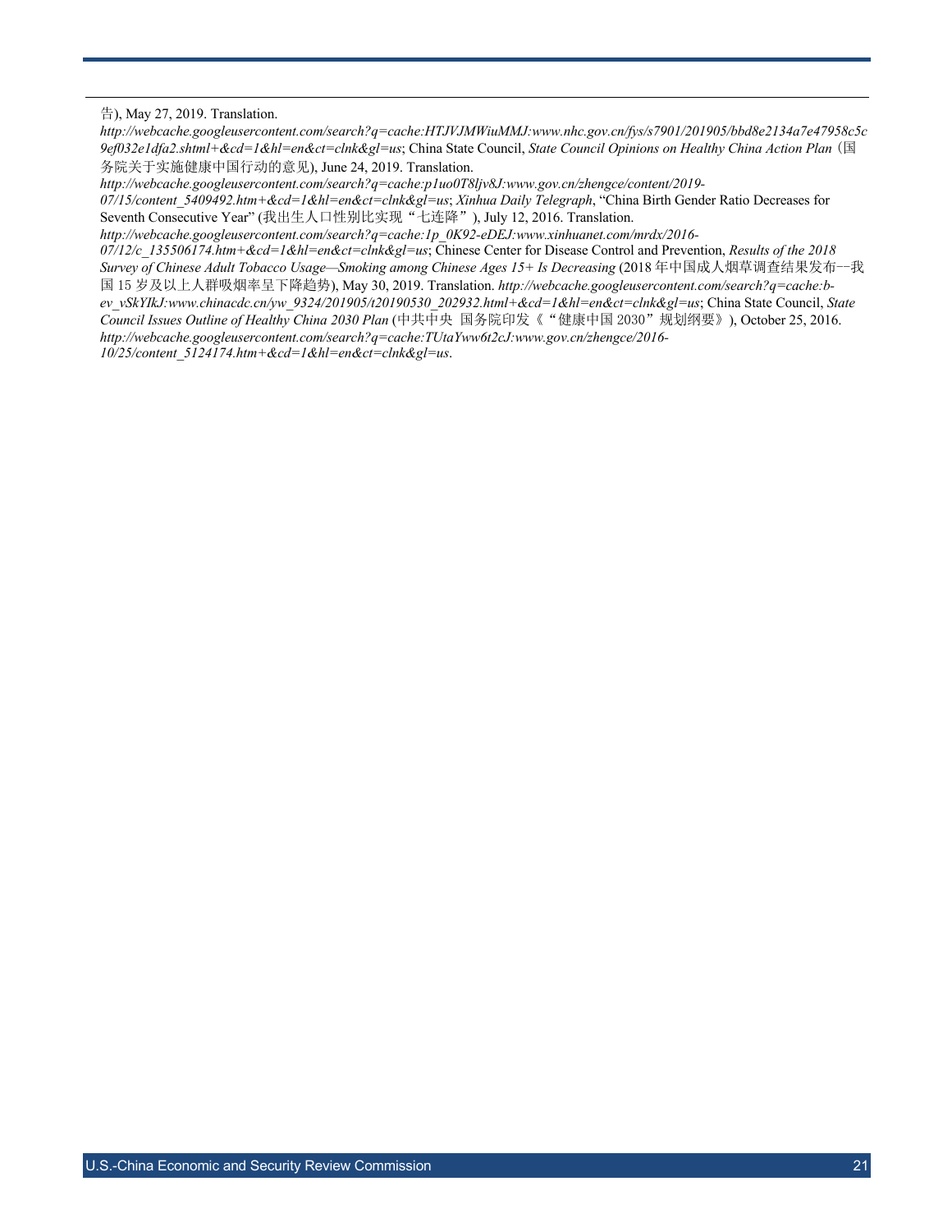告), May 27, 2019. Translation.
*http://webcache.googleusercontent.com/search?q=cache:HTJVJMWiuMMJ:www.nhc.gov.cn/fys/s7901/201905/bbd8e2134a7e47958c5c9ef032e1dfa2.shtml+&cd=1&hl=en&ct=clnk&gl=us*; China State Council, *State Council Opinions on Healthy China Action Plan* (国务院关于实施健康中国行动的意见), June 24, 2019. Translation.
*http://webcache.googleusercontent.com/search?q=cache:p1uo0T8ljv8J:www.gov.cn/zhengce/content/2019-07/15/content_5409492.htm+&cd=1&hl=en&ct=clnk&gl=us*; *Xinhua Daily Telegraph*, "China Birth Gender Ratio Decreases for Seventh Consecutive Year" (我出生人口性别比实现"七连降"), July 12, 2016. Translation.
*http://webcache.googleusercontent.com/search?q=cache:1p_0K92-eDEJ:www.xinhuanet.com/mrdx/2016-07/12/c_135506174.htm+&cd=1&hl=en&ct=clnk&gl=us*; Chinese Center for Disease Control and Prevention, *Results of the 2018 Survey of Chinese Adult Tobacco Usage—Smoking among Chinese Ages 15+ Is Decreasing* (2018 年中国成人烟草调查结果发布--我国 15 岁及以上人群吸烟率呈下降趋势), May 30, 2019. Translation. *http://webcache.googleusercontent.com/search?q=cache:b-ev_vSkYIkJ:www.chinacdc.cn/yw_9324/201905/t20190530_202932.html+&cd=1&hl=en&ct=clnk&gl=us*; China State Council, *State Council Issues Outline of Healthy China 2030 Plan* (中共中央 国务院印发《"健康中国 2030"规划纲要》), October 25, 2016.
*http://webcache.googleusercontent.com/search?q=cache:TUtaYww6t2cJ:www.gov.cn/zhengce/2016-10/25/content_5124174.htm+&cd=1&hl=en&ct=clnk&gl=us*.